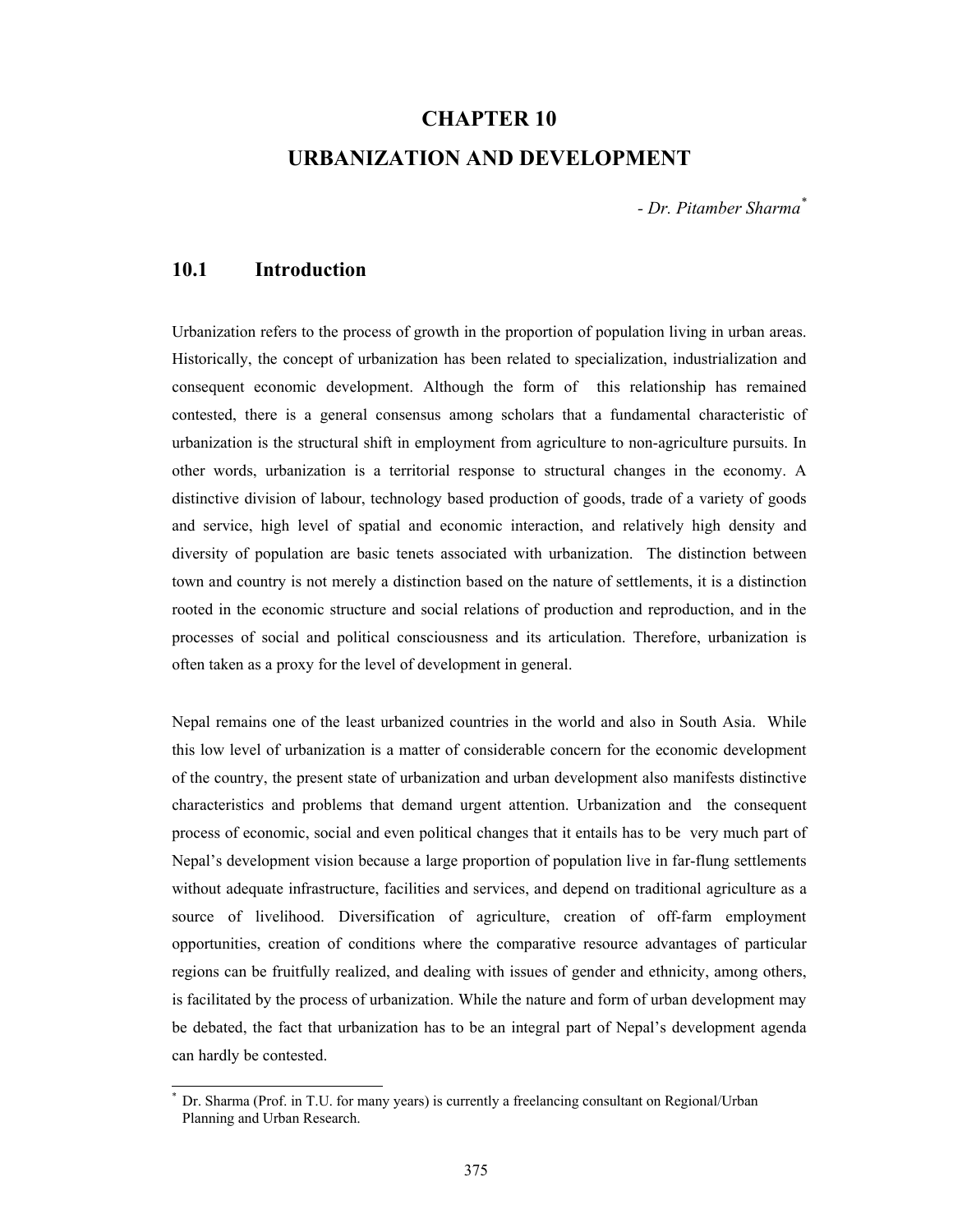# CHAPTER 10

# URBANIZATION AND DEVELOPMENT

*- Dr. Pitamber Sharma*[*]

## 10.1 Introduction

Urbanization refers to the process of growth in the proportion of population living in urban areas. Historically, the concept of urbanization has been related to specialization, industrialization and consequent economic development. Although the form of this relationship has remained contested, there is a general consensus among scholars that a fundamental characteristic of urbanization is the structural shift in employment from agriculture to non-agriculture pursuits. In other words, urbanization is a territorial response to structural changes in the economy. A distinctive division of labour, technology based production of goods, trade of a variety of goods and service, high level of spatial and economic interaction, and relatively high density and diversity of population are basic tenets associated with urbanization. The distinction between town and country is not merely a distinction based on the nature of settlements, it is a distinction rooted in the economic structure and social relations of production and reproduction, and in the processes of social and political consciousness and its articulation. Therefore, urbanization is often taken as a proxy for the level of development in general.

Nepal remains one of the least urbanized countries in the world and also in South Asia. While this low level of urbanization is a matter of considerable concern for the economic development of the country, the present state of urbanization and urban development also manifests distinctive characteristics and problems that demand urgent attention. Urbanization and the consequent process of economic, social and even political changes that it entails has to be very much part of Nepal's development vision because a large proportion of population live in far-flung settlements without adequate infrastructure, facilities and services, and depend on traditional agriculture as a source of livelihood. Diversification of agriculture, creation of off-farm employment opportunities, creation of conditions where the comparative resource advantages of particular regions can be fruitfully realized, and dealing with issues of gender and ethnicity, among others, is facilitated by the process of urbanization. While the nature and form of urban development may be debated, the fact that urbanization has to be an integral part of Nepal's development agenda can hardly be contested.

---

[*] Dr. Sharma (Prof. in T.U. for many years) is currently a freelancing consultant on Regional/Urban Planning and Urban Research.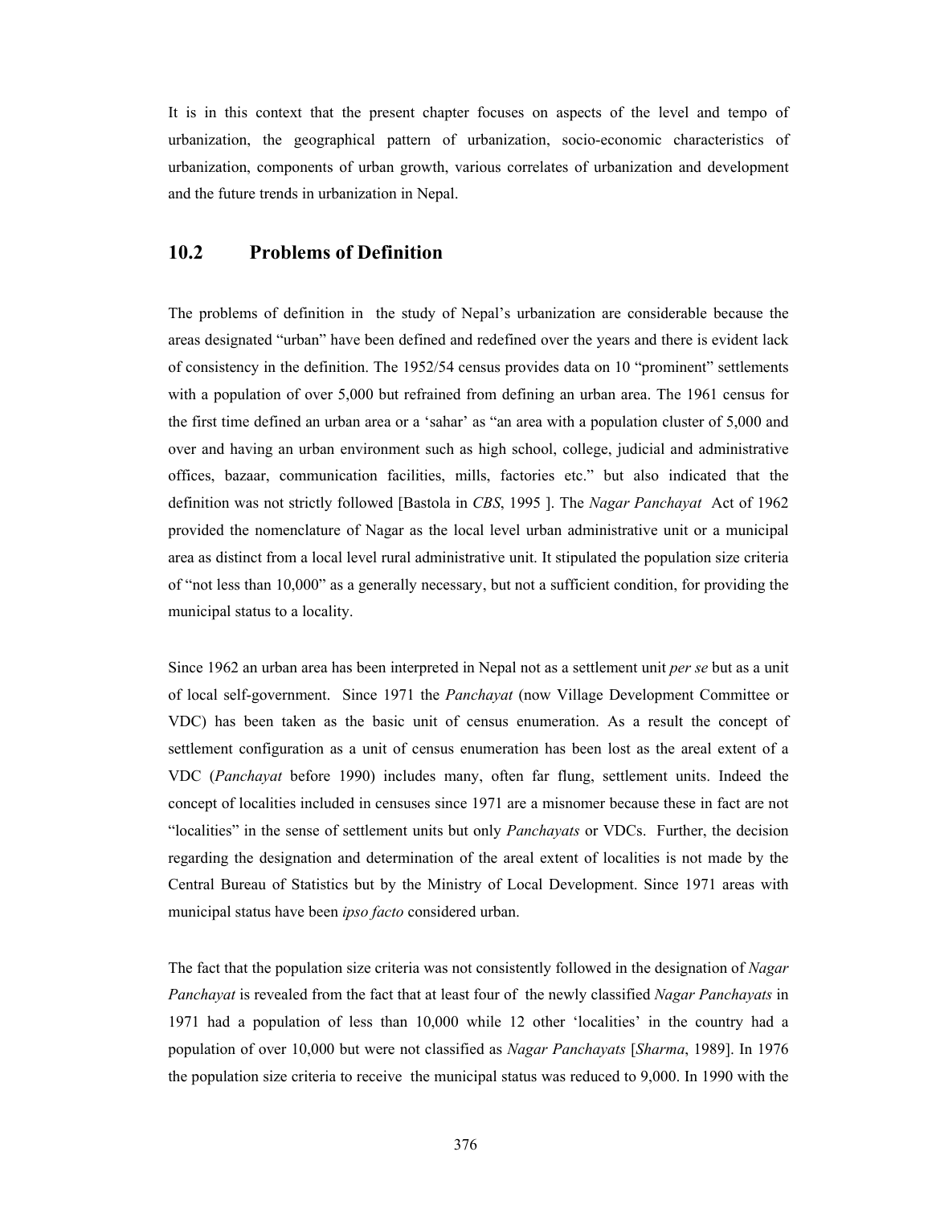It is in this context that the present chapter focuses on aspects of the level and tempo of urbanization, the geographical pattern of urbanization, socio-economic characteristics of urbanization, components of urban growth, various correlates of urbanization and development and the future trends in urbanization in Nepal.

## 10.2 Problems of Definition

The problems of definition in the study of Nepal's urbanization are considerable because the areas designated "urban" have been defined and redefined over the years and there is evident lack of consistency in the definition. The 1952/54 census provides data on 10 "prominent" settlements with a population of over 5,000 but refrained from defining an urban area. The 1961 census for the first time defined an urban area or a 'sahar' as "an area with a population cluster of 5,000 and over and having an urban environment such as high school, college, judicial and administrative offices, bazaar, communication facilities, mills, factories etc." but also indicated that the definition was not strictly followed [Bastola in *CBS*, 1995 ]. The *Nagar Panchayat* Act of 1962 provided the nomenclature of Nagar as the local level urban administrative unit or a municipal area as distinct from a local level rural administrative unit. It stipulated the population size criteria of "not less than 10,000" as a generally necessary, but not a sufficient condition, for providing the municipal status to a locality.

Since 1962 an urban area has been interpreted in Nepal not as a settlement unit *per se* but as a unit of local self-government. Since 1971 the *Panchayat* (now Village Development Committee or VDC) has been taken as the basic unit of census enumeration. As a result the concept of settlement configuration as a unit of census enumeration has been lost as the areal extent of a VDC (*Panchayat* before 1990) includes many, often far flung, settlement units. Indeed the concept of localities included in censuses since 1971 are a misnomer because these in fact are not "localities" in the sense of settlement units but only *Panchayats* or VDCs. Further, the decision regarding the designation and determination of the areal extent of localities is not made by the Central Bureau of Statistics but by the Ministry of Local Development. Since 1971 areas with municipal status have been *ipso facto* considered urban.

The fact that the population size criteria was not consistently followed in the designation of *Nagar Panchayat* is revealed from the fact that at least four of the newly classified *Nagar Panchayats* in 1971 had a population of less than 10,000 while 12 other 'localities' in the country had a population of over 10,000 but were not classified as *Nagar Panchayats* [*Sharma*, 1989]. In 1976 the population size criteria to receive the municipal status was reduced to 9,000. In 1990 with the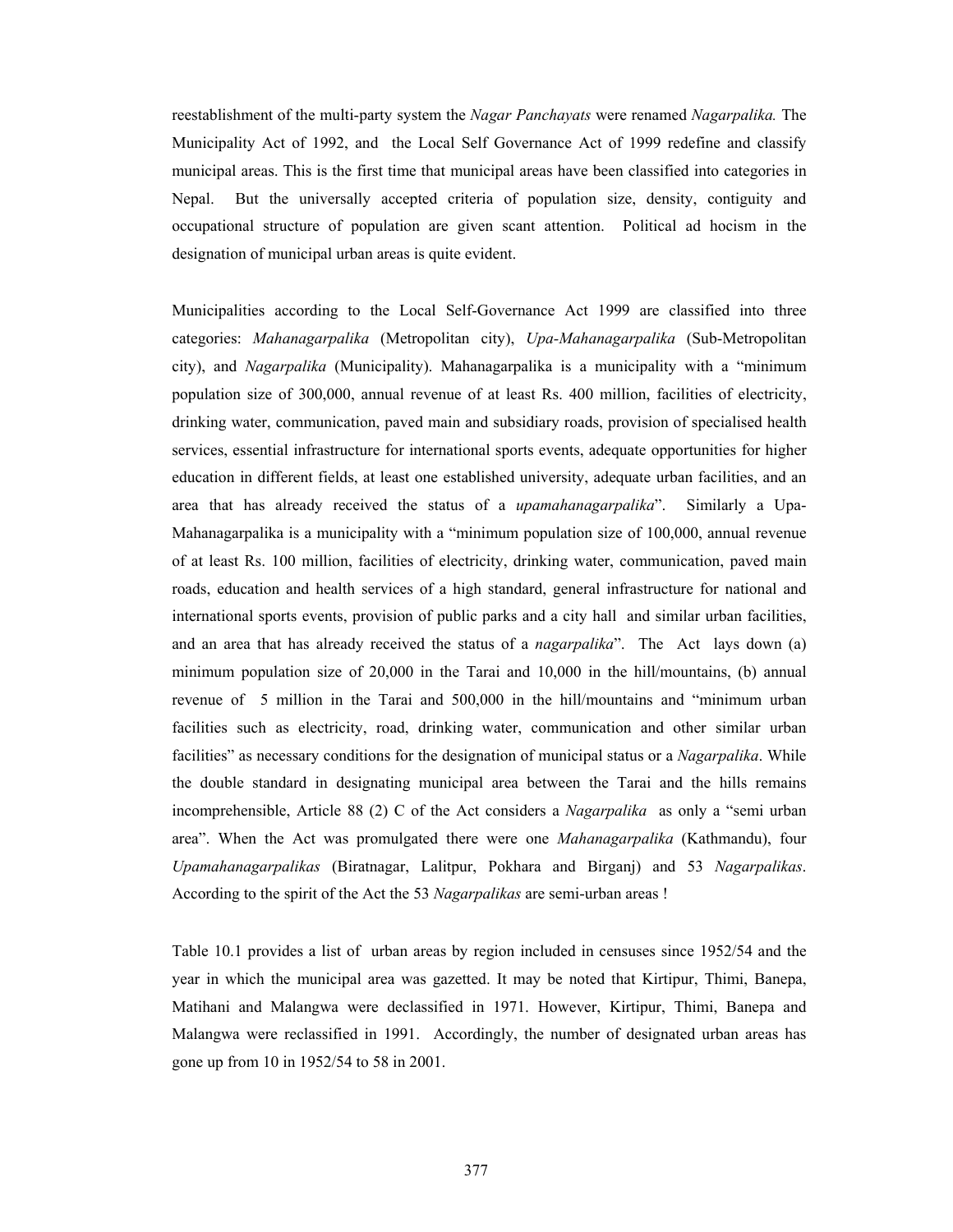reestablishment of the multi-party system the *Nagar Panchayats* were renamed *Nagarpalika.* The Municipality Act of 1992, and the Local Self Governance Act of 1999 redefine and classify municipal areas. This is the first time that municipal areas have been classified into categories in Nepal. But the universally accepted criteria of population size, density, contiguity and occupational structure of population are given scant attention. Political ad hocism in the designation of municipal urban areas is quite evident.

Municipalities according to the Local Self-Governance Act 1999 are classified into three categories: *Mahanagarpalika* (Metropolitan city), *Upa-Mahanagarpalika* (Sub-Metropolitan city), and *Nagarpalika* (Municipality). Mahanagarpalika is a municipality with a "minimum population size of 300,000, annual revenue of at least Rs. 400 million, facilities of electricity, drinking water, communication, paved main and subsidiary roads, provision of specialised health services, essential infrastructure for international sports events, adequate opportunities for higher education in different fields, at least one established university, adequate urban facilities, and an area that has already received the status of a *upamahanagarpalika*". Similarly a Upa-Mahanagarpalika is a municipality with a "minimum population size of 100,000, annual revenue of at least Rs. 100 million, facilities of electricity, drinking water, communication, paved main roads, education and health services of a high standard, general infrastructure for national and international sports events, provision of public parks and a city hall and similar urban facilities, and an area that has already received the status of a *nagarpalika*". The Act lays down (a) minimum population size of 20,000 in the Tarai and 10,000 in the hill/mountains, (b) annual revenue of 5 million in the Tarai and 500,000 in the hill/mountains and "minimum urban facilities such as electricity, road, drinking water, communication and other similar urban facilities" as necessary conditions for the designation of municipal status or a *Nagarpalika*. While the double standard in designating municipal area between the Tarai and the hills remains incomprehensible, Article 88 (2) C of the Act considers a *Nagarpalika* as only a "semi urban area". When the Act was promulgated there were one *Mahanagarpalika* (Kathmandu), four *Upamahanagarpalikas* (Biratnagar, Lalitpur, Pokhara and Birganj) and 53 *Nagarpalikas*. According to the spirit of the Act the 53 *Nagarpalikas* are semi-urban areas !

Table 10.1 provides a list of urban areas by region included in censuses since 1952/54 and the year in which the municipal area was gazetted. It may be noted that Kirtipur, Thimi, Banepa, Matihani and Malangwa were declassified in 1971. However, Kirtipur, Thimi, Banepa and Malangwa were reclassified in 1991. Accordingly, the number of designated urban areas has gone up from 10 in 1952/54 to 58 in 2001.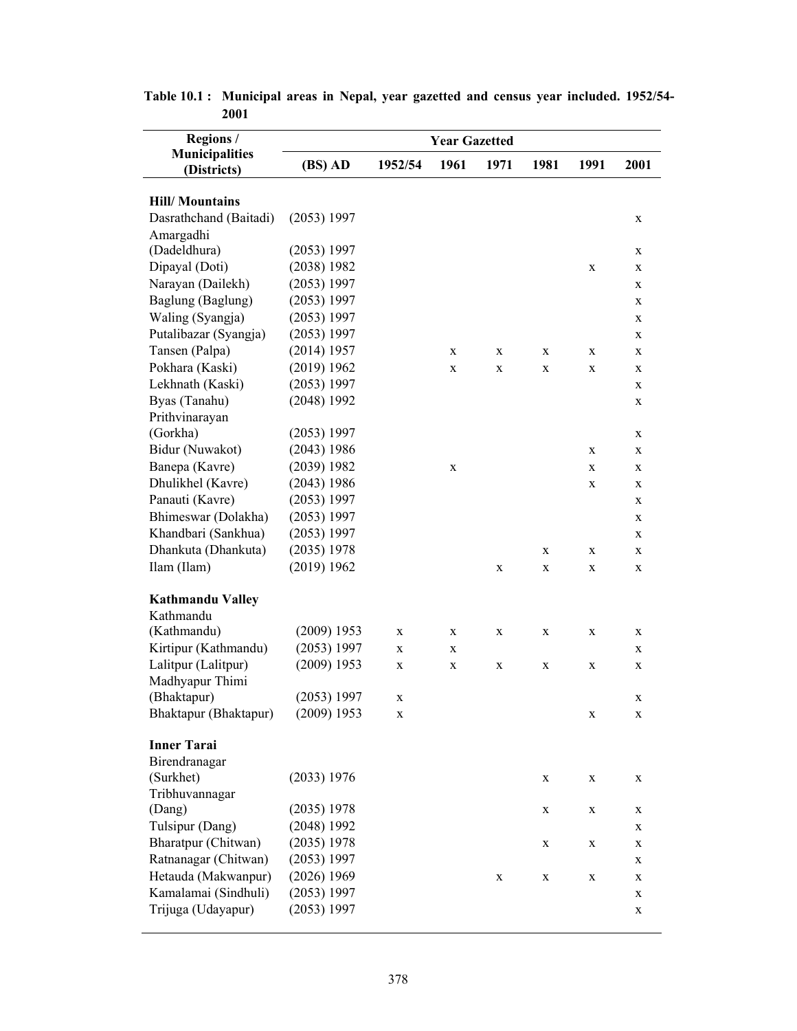**Table 10.1 : Municipal areas in Nepal, year gazetted and census year included. 1952/54-2001**

| Regions / Municipalities (Districts) | Year Gazetted | | | | | | |
|---|---|---|---|---|---|---|---|
| | (BS) AD | 1952/54 | 1961 | 1971 | 1981 | 1991 | 2001 |
| **Hill/ Mountains** | | | | | | | |
| Dasrathchand (Baitadi) | (2053) 1997 | | | | | | x |
| Amargadhi (Dadeldhura) | (2053) 1997 | | | | | | x |
| Dipayal (Doti) | (2038) 1982 | | | | | x | x |
| Narayan (Dailekh) | (2053) 1997 | | | | | | x |
| Baglung (Baglung) | (2053) 1997 | | | | | | x |
| Waling (Syangja) | (2053) 1997 | | | | | | x |
| Putalibazar (Syangja) | (2053) 1997 | | | | | | x |
| Tansen (Palpa) | (2014) 1957 | | x | x | x | x | x |
| Pokhara (Kaski) | (2019) 1962 | | x | x | x | x | x |
| Lekhnath (Kaski) | (2053) 1997 | | | | | | x |
| Byas (Tanahu) | (2048) 1992 | | | | | | x |
| Prithvinarayan (Gorkha) | (2053) 1997 | | | | | | x |
| Bidur (Nuwakot) | (2043) 1986 | | | | | x | x |
| Banepa (Kavre) | (2039) 1982 | | x | | | x | x |
| Dhulikhel (Kavre) | (2043) 1986 | | | | | x | x |
| Panauti (Kavre) | (2053) 1997 | | | | | | x |
| Bhimeswar (Dolakha) | (2053) 1997 | | | | | | x |
| Khandbari (Sankhua) | (2053) 1997 | | | | | | x |
| Dhankuta (Dhankuta) | (2035) 1978 | | | | x | x | x |
| Ilam (Ilam) | (2019) 1962 | | | x | x | x | x |
| **Kathmandu Valley** | | | | | | | |
| Kathmandu (Kathmandu) | (2009) 1953 | x | x | x | x | x | x |
| Kirtipur (Kathmandu) | (2053) 1997 | x | x | | | | x |
| Lalitpur (Lalitpur) | (2009) 1953 | x | x | x | x | x | x |
| Madhyapur Thimi (Bhaktapur) | (2053) 1997 | x | | | | | x |
| Bhaktapur (Bhaktapur) | (2009) 1953 | x | | | | x | x |
| **Inner Tarai** | | | | | | | |
| Birendranagar (Surkhet) | (2033) 1976 | | | | x | x | x |
| Tribhuvannagar (Dang) | (2035) 1978 | | | | x | x | x |
| Tulsipur (Dang) | (2048) 1992 | | | | | | x |
| Bharatpur (Chitwan) | (2035) 1978 | | | | x | x | x |
| Ratnanagar (Chitwan) | (2053) 1997 | | | | | | x |
| Hetauda (Makwanpur) | (2026) 1969 | | | x | x | x | x |
| Kamalamai (Sindhuli) | (2053) 1997 | | | | | | x |
| Trijuga (Udayapur) | (2053) 1997 | | | | | | x |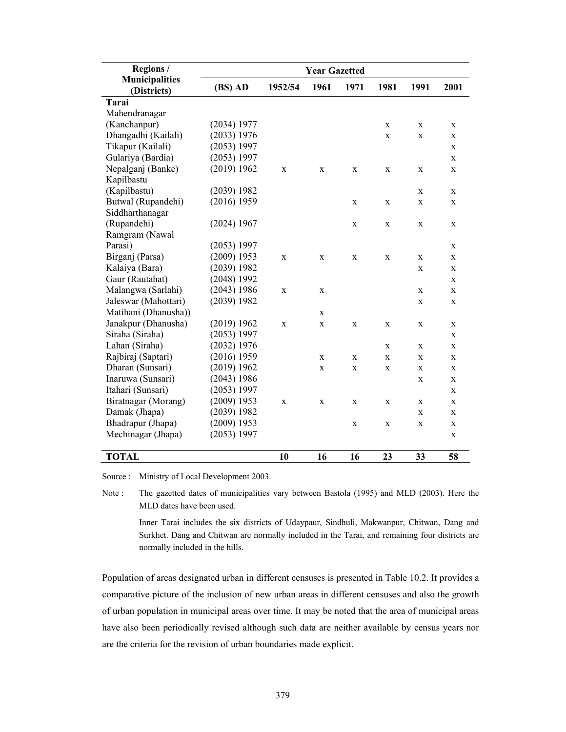| Regions / Municipalities (Districts) | Year Gazetted | | | | | | |
|---|---|---|---|---|---|---|---|
| | (BS) AD | 1952/54 | 1961 | 1971 | 1981 | 1991 | 2001 |
| **Tarai** | | | | | | | |
| Mahendranagar (Kanchanpur) | (2034) 1977 | | | | x | x | x |
| Dhangadhi (Kailali) | (2033) 1976 | | | | x | x | x |
| Tikapur (Kailali) | (2053) 1997 | | | | | | x |
| Gulariya (Bardia) | (2053) 1997 | | | | | | x |
| Nepalganj (Banke) | (2019) 1962 | x | x | x | x | x | x |
| Kapilbastu (Kapilbastu) | (2039) 1982 | | | | | x | x |
| Butwal (Rupandehi) | (2016) 1959 | | | x | x | x | x |
| Siddharthanagar (Rupandehi) | (2024) 1967 | | | x | x | x | x |
| Ramgram (Nawal Parasi) | (2053) 1997 | | | | | | x |
| Birganj (Parsa) | (2009) 1953 | x | x | x | x | x | x |
| Kalaiya (Bara) | (2039) 1982 | | | | | x | x |
| Gaur (Rautahat) | (2048) 1992 | | | | | | x |
| Malangwa (Sarlahi) | (2043) 1986 | x | x | | | x | x |
| Jaleswar (Mahottari) | (2039) 1982 | | | | | x | x |
| Matihani (Dhanusha)) | | | x | | | | |
| Janakpur (Dhanusha) | (2019) 1962 | x | x | x | x | x | x |
| Siraha (Siraha) | (2053) 1997 | | | | | | x |
| Lahan (Siraha) | (2032) 1976 | | | | x | x | x |
| Rajbiraj (Saptari) | (2016) 1959 | | x | x | x | x | x |
| Dharan (Sunsari) | (2019) 1962 | | x | x | x | x | x |
| Inaruwa (Sunsari) | (2043) 1986 | | | | | x | x |
| Itahari (Sunsari) | (2053) 1997 | | | | | | x |
| Biratnagar (Morang) | (2009) 1953 | x | x | x | x | x | x |
| Damak (Jhapa) | (2039) 1982 | | | | | x | x |
| Bhadrapur (Jhapa) | (2009) 1953 | | | x | x | x | x |
| Mechinagar (Jhapa) | (2053) 1997 | | | | | | x |
| **TOTAL** | | **10** | **16** | **16** | **23** | **33** | **58** |

Source : Ministry of Local Development 2003.

Note : The gazetted dates of municipalities vary between Bastola (1995) and MLD (2003). Here the MLD dates have been used.

Inner Tarai includes the six districts of Udaypaur, Sindhuli, Makwanpur, Chitwan, Dang and Surkhet. Dang and Chitwan are normally included in the Tarai, and remaining four districts are normally included in the hills.

Population of areas designated urban in different censuses is presented in Table 10.2. It provides a comparative picture of the inclusion of new urban areas in different censuses and also the growth of urban population in municipal areas over time. It may be noted that the area of municipal areas have also been periodically revised although such data are neither available by census years nor are the criteria for the revision of urban boundaries made explicit.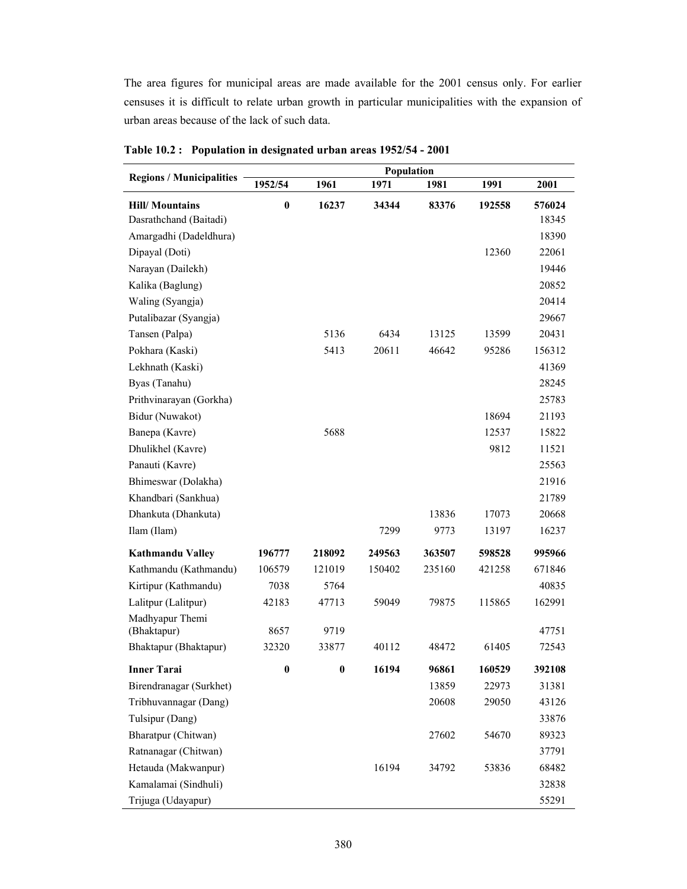The area figures for municipal areas are made available for the 2001 census only. For earlier censuses it is difficult to relate urban growth in particular municipalities with the expansion of urban areas because of the lack of such data.

**Table 10.2 : Population in designated urban areas 1952/54 - 2001**

| Regions / Municipalities | Population | | | | | |
|---|---|---|---|---|---|---|
| | 1952/54 | 1961 | 1971 | 1981 | 1991 | 2001 |
| **Hill/ Mountains** | **0** | **16237** | **34344** | **83376** | **192558** | **576024** |
| Dasrathchand (Baitadi) | | | | | | 18345 |
| Amargadhi (Dadeldhura) | | | | | | 18390 |
| Dipayal (Doti) | | | | | 12360 | 22061 |
| Narayan (Dailekh) | | | | | | 19446 |
| Kalika (Baglung) | | | | | | 20852 |
| Waling (Syangja) | | | | | | 20414 |
| Putalibazar (Syangja) | | | | | | 29667 |
| Tansen (Palpa) | | 5136 | 6434 | 13125 | 13599 | 20431 |
| Pokhara (Kaski) | | 5413 | 20611 | 46642 | 95286 | 156312 |
| Lekhnath (Kaski) | | | | | | 41369 |
| Byas (Tanahu) | | | | | | 28245 |
| Prithvinarayan (Gorkha) | | | | | | 25783 |
| Bidur (Nuwakot) | | | | | 18694 | 21193 |
| Banepa (Kavre) | | 5688 | | | 12537 | 15822 |
| Dhulikhel (Kavre) | | | | | 9812 | 11521 |
| Panauti (Kavre) | | | | | | 25563 |
| Bhimeswar (Dolakha) | | | | | | 21916 |
| Khandbari (Sankhua) | | | | | | 21789 |
| Dhankuta (Dhankuta) | | | | 13836 | 17073 | 20668 |
| Ilam (Ilam) | | | 7299 | 9773 | 13197 | 16237 |
| **Kathmandu Valley** | **196777** | **218092** | **249563** | **363507** | **598528** | **995966** |
| Kathmandu (Kathmandu) | 106579 | 121019 | 150402 | 235160 | 421258 | 671846 |
| Kirtipur (Kathmandu) | 7038 | 5764 | | | | 40835 |
| Lalitpur (Lalitpur) | 42183 | 47713 | 59049 | 79875 | 115865 | 162991 |
| Madhyapur Themi (Bhaktapur) | 8657 | 9719 | | | | 47751 |
| Bhaktapur (Bhaktapur) | 32320 | 33877 | 40112 | 48472 | 61405 | 72543 |
| **Inner Tarai** | **0** | **0** | **16194** | **96861** | **160529** | **392108** |
| Birendranagar (Surkhet) | | | | 13859 | 22973 | 31381 |
| Tribhuvannagar (Dang) | | | | 20608 | 29050 | 43126 |
| Tulsipur (Dang) | | | | | | 33876 |
| Bharatpur (Chitwan) | | | | 27602 | 54670 | 89323 |
| Ratnanagar (Chitwan) | | | | | | 37791 |
| Hetauda (Makwanpur) | | | 16194 | 34792 | 53836 | 68482 |
| Kamalamai (Sindhuli) | | | | | | 32838 |
| Trijuga (Udayapur) | | | | | | 55291 |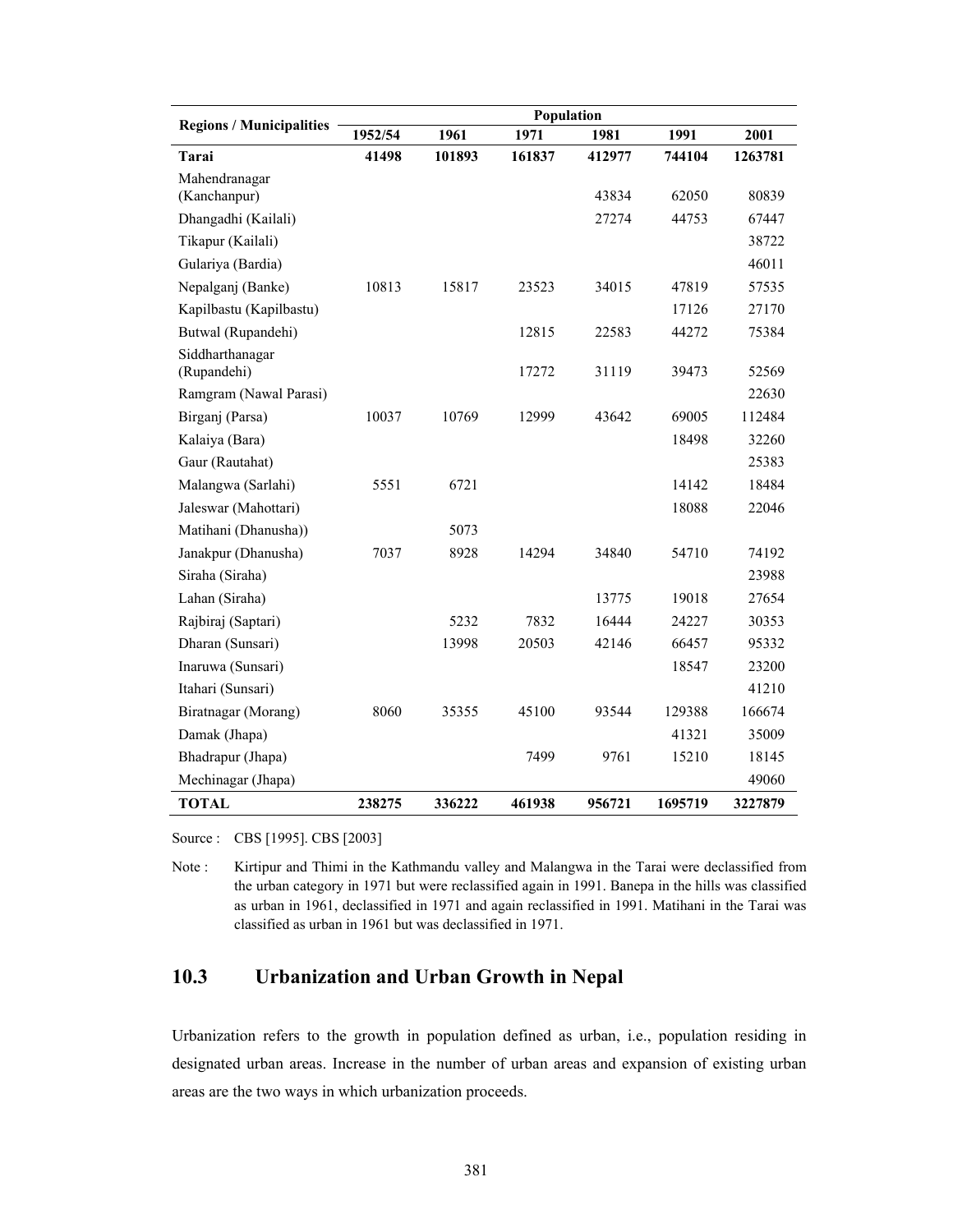| Regions / Municipalities | Population | | | | | |
|---|---|---|---|---|---|---|
| | 1952/54 | 1961 | 1971 | 1981 | 1991 | 2001 |
| **Tarai** | **41498** | **101893** | **161837** | **412977** | **744104** | **1263781** |
| Mahendranagar (Kanchanpur) | | | | 43834 | 62050 | 80839 |
| Dhangadhi (Kailali) | | | | 27274 | 44753 | 67447 |
| Tikapur (Kailali) | | | | | | 38722 |
| Gulariya (Bardia) | | | | | | 46011 |
| Nepalganj (Banke) | 10813 | 15817 | 23523 | 34015 | 47819 | 57535 |
| Kapilbastu (Kapilbastu) | | | | | 17126 | 27170 |
| Butwal (Rupandehi) | | | 12815 | 22583 | 44272 | 75384 |
| Siddharthanagar (Rupandehi) | | | 17272 | 31119 | 39473 | 52569 |
| Ramgram (Nawal Parasi) | | | | | | 22630 |
| Birganj (Parsa) | 10037 | 10769 | 12999 | 43642 | 69005 | 112484 |
| Kalaiya (Bara) | | | | | 18498 | 32260 |
| Gaur (Rautahat) | | | | | | 25383 |
| Malangwa (Sarlahi) | 5551 | 6721 | | | 14142 | 18484 |
| Jaleswar (Mahottari) | | | | | 18088 | 22046 |
| Matihani (Dhanusha)) | | 5073 | | | | |
| Janakpur (Dhanusha) | 7037 | 8928 | 14294 | 34840 | 54710 | 74192 |
| Siraha (Siraha) | | | | | | 23988 |
| Lahan (Siraha) | | | | 13775 | 19018 | 27654 |
| Rajbiraj (Saptari) | | 5232 | 7832 | 16444 | 24227 | 30353 |
| Dharan (Sunsari) | | 13998 | 20503 | 42146 | 66457 | 95332 |
| Inaruwa (Sunsari) | | | | | 18547 | 23200 |
| Itahari (Sunsari) | | | | | | 41210 |
| Biratnagar (Morang) | 8060 | 35355 | 45100 | 93544 | 129388 | 166674 |
| Damak (Jhapa) | | | | | 41321 | 35009 |
| Bhadrapur (Jhapa) | | | 7499 | 9761 | 15210 | 18145 |
| Mechinagar (Jhapa) | | | | | | 49060 |
| **TOTAL** | **238275** | **336222** | **461938** | **956721** | **1695719** | **3227879** |

Source : CBS [1995]. CBS [2003]

Note : Kirtipur and Thimi in the Kathmandu valley and Malangwa in the Tarai were declassified from the urban category in 1971 but were reclassified again in 1991. Banepa in the hills was classified as urban in 1961, declassified in 1971 and again reclassified in 1991. Matihani in the Tarai was classified as urban in 1961 but was declassified in 1971.

## 10.3 Urbanization and Urban Growth in Nepal

Urbanization refers to the growth in population defined as urban, i.e., population residing in designated urban areas. Increase in the number of urban areas and expansion of existing urban areas are the two ways in which urbanization proceeds.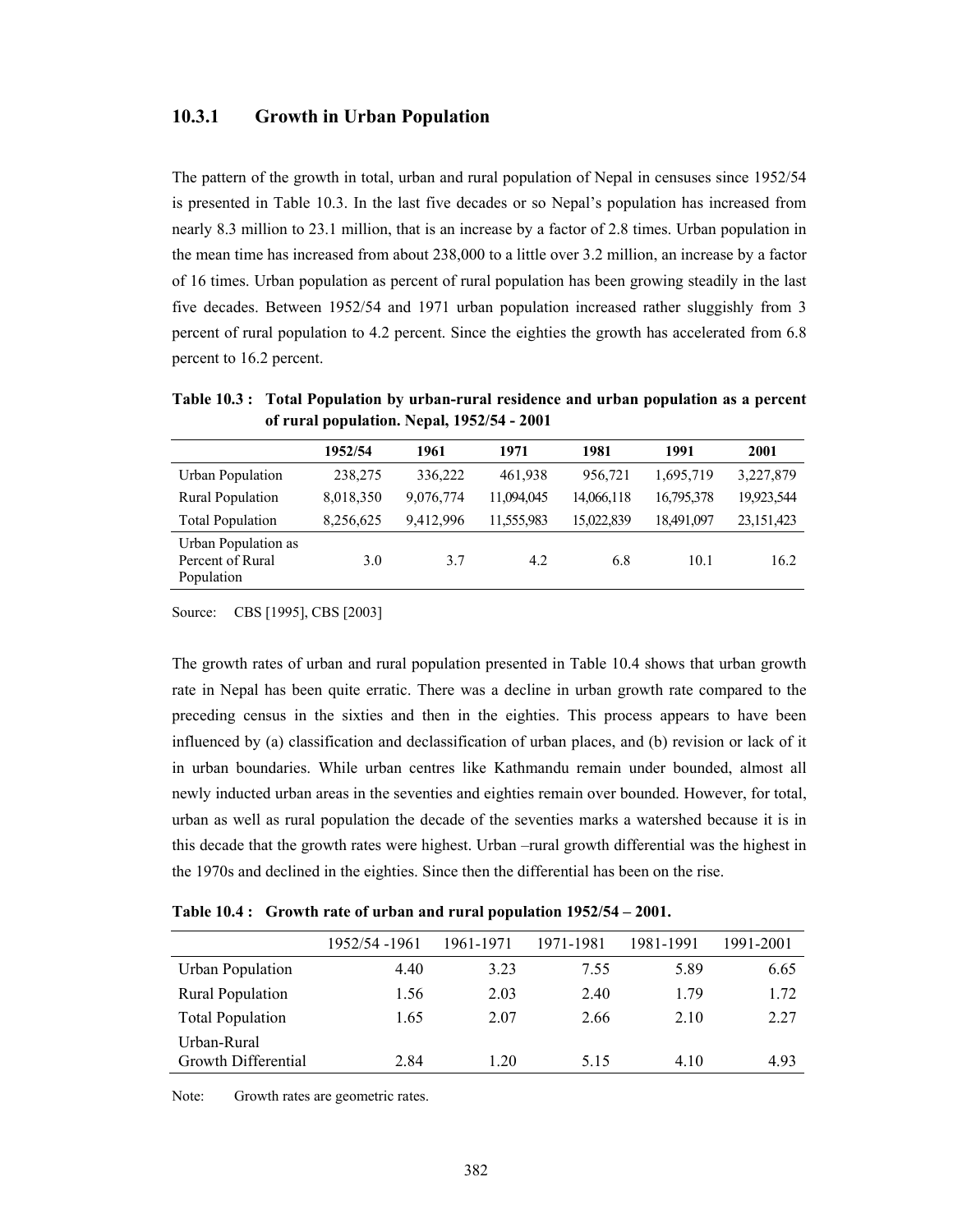### 10.3.1 Growth in Urban Population

The pattern of the growth in total, urban and rural population of Nepal in censuses since 1952/54 is presented in Table 10.3. In the last five decades or so Nepal's population has increased from nearly 8.3 million to 23.1 million, that is an increase by a factor of 2.8 times. Urban population in the mean time has increased from about 238,000 to a little over 3.2 million, an increase by a factor of 16 times. Urban population as percent of rural population has been growing steadily in the last five decades. Between 1952/54 and 1971 urban population increased rather sluggishly from 3 percent of rural population to 4.2 percent. Since the eighties the growth has accelerated from 6.8 percent to 16.2 percent.

**Table 10.3 : Total Population by urban-rural residence and urban population as a percent of rural population. Nepal, 1952/54 - 2001**

| | 1952/54 | 1961 | 1971 | 1981 | 1991 | 2001 |
|---|---|---|---|---|---|---|
| Urban Population | 238,275 | 336,222 | 461,938 | 956,721 | 1,695,719 | 3,227,879 |
| Rural Population | 8,018,350 | 9,076,774 | 11,094,045 | 14,066,118 | 16,795,378 | 19,923,544 |
| Total Population | 8,256,625 | 9,412,996 | 11,555,983 | 15,022,839 | 18,491,097 | 23,151,423 |
| Urban Population as Percent of Rural Population | 3.0 | 3.7 | 4.2 | 6.8 | 10.1 | 16.2 |

Source: CBS [1995], CBS [2003]

The growth rates of urban and rural population presented in Table 10.4 shows that urban growth rate in Nepal has been quite erratic. There was a decline in urban growth rate compared to the preceding census in the sixties and then in the eighties. This process appears to have been influenced by (a) classification and declassification of urban places, and (b) revision or lack of it in urban boundaries. While urban centres like Kathmandu remain under bounded, almost all newly inducted urban areas in the seventies and eighties remain over bounded. However, for total, urban as well as rural population the decade of the seventies marks a watershed because it is in this decade that the growth rates were highest. Urban –rural growth differential was the highest in the 1970s and declined in the eighties. Since then the differential has been on the rise.

**Table 10.4 : Growth rate of urban and rural population 1952/54 – 2001.**

| | 1952/54 -1961 | 1961-1971 | 1971-1981 | 1981-1991 | 1991-2001 |
|---|---|---|---|---|---|
| Urban Population | 4.40 | 3.23 | 7.55 | 5.89 | 6.65 |
| Rural Population | 1.56 | 2.03 | 2.40 | 1.79 | 1.72 |
| Total Population | 1.65 | 2.07 | 2.66 | 2.10 | 2.27 |
| Urban-Rural Growth Differential | 2.84 | 1.20 | 5.15 | 4.10 | 4.93 |

Note: Growth rates are geometric rates.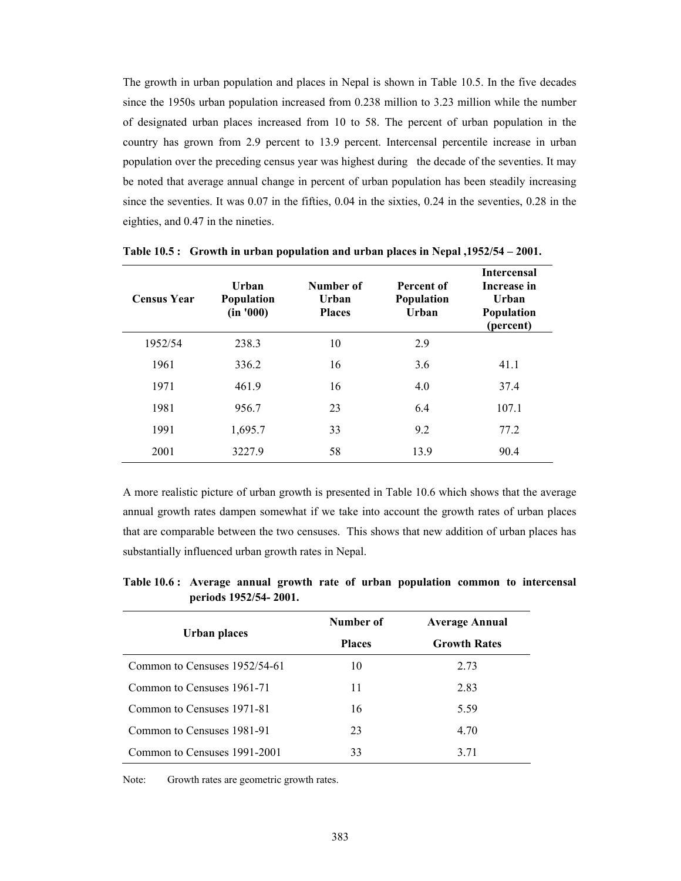The growth in urban population and places in Nepal is shown in Table 10.5. In the five decades since the 1950s urban population increased from 0.238 million to 3.23 million while the number of designated urban places increased from 10 to 58. The percent of urban population in the country has grown from 2.9 percent to 13.9 percent. Intercensal percentile increase in urban population over the preceding census year was highest during the decade of the seventies. It may be noted that average annual change in percent of urban population has been steadily increasing since the seventies. It was 0.07 in the fifties, 0.04 in the sixties, 0.24 in the seventies, 0.28 in the eighties, and 0.47 in the nineties.

**Table 10.5 : Growth in urban population and urban places in Nepal ,1952/54 – 2001.**

| Census Year | Urban Population (in '000) | Number of Urban Places | Percent of Population Urban | Intercensal Increase in Urban Population (percent) |
|---|---|---|---|---|
| 1952/54 | 238.3 | 10 | 2.9 | |
| 1961 | 336.2 | 16 | 3.6 | 41.1 |
| 1971 | 461.9 | 16 | 4.0 | 37.4 |
| 1981 | 956.7 | 23 | 6.4 | 107.1 |
| 1991 | 1,695.7 | 33 | 9.2 | 77.2 |
| 2001 | 3227.9 | 58 | 13.9 | 90.4 |

A more realistic picture of urban growth is presented in Table 10.6 which shows that the average annual growth rates dampen somewhat if we take into account the growth rates of urban places that are comparable between the two censuses. This shows that new addition of urban places has substantially influenced urban growth rates in Nepal.

**Table 10.6 : Average annual growth rate of urban population common to intercensal periods 1952/54- 2001.**

| Urban places | Number of Places | Average Annual Growth Rates |
|---|---|---|
| Common to Censuses 1952/54-61 | 10 | 2.73 |
| Common to Censuses 1961-71 | 11 | 2.83 |
| Common to Censuses 1971-81 | 16 | 5.59 |
| Common to Censuses 1981-91 | 23 | 4.70 |
| Common to Censuses 1991-2001 | 33 | 3.71 |

Note: Growth rates are geometric growth rates.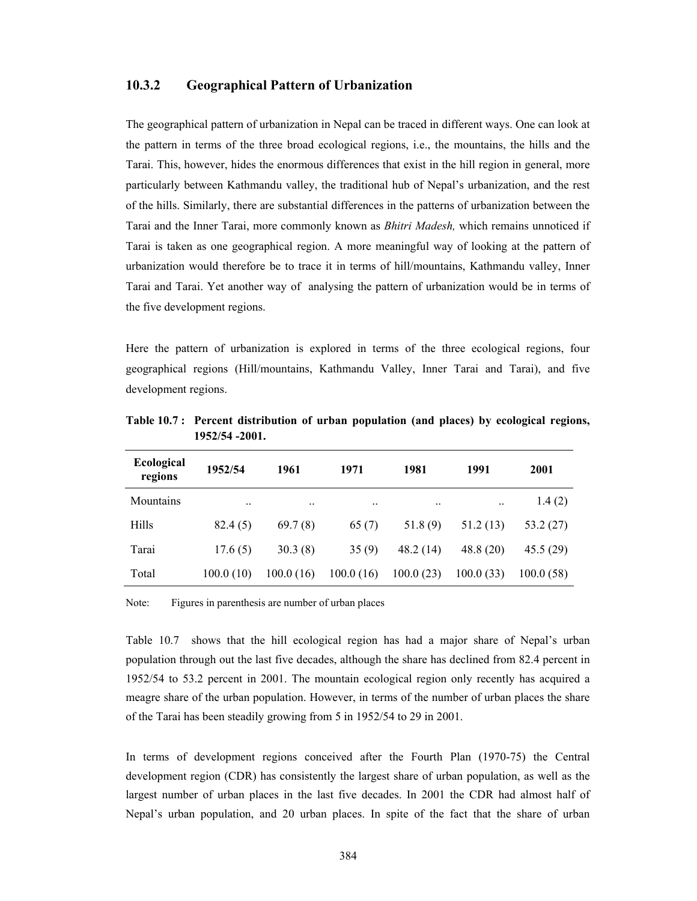### 10.3.2 Geographical Pattern of Urbanization

The geographical pattern of urbanization in Nepal can be traced in different ways. One can look at the pattern in terms of the three broad ecological regions, i.e., the mountains, the hills and the Tarai. This, however, hides the enormous differences that exist in the hill region in general, more particularly between Kathmandu valley, the traditional hub of Nepal's urbanization, and the rest of the hills. Similarly, there are substantial differences in the patterns of urbanization between the Tarai and the Inner Tarai, more commonly known as *Bhitri Madesh,* which remains unnoticed if Tarai is taken as one geographical region. A more meaningful way of looking at the pattern of urbanization would therefore be to trace it in terms of hill/mountains, Kathmandu valley, Inner Tarai and Tarai. Yet another way of analysing the pattern of urbanization would be in terms of the five development regions.

Here the pattern of urbanization is explored in terms of the three ecological regions, four geographical regions (Hill/mountains, Kathmandu Valley, Inner Tarai and Tarai), and five development regions.

**Table 10.7 : Percent distribution of urban population (and places) by ecological regions, 1952/54 -2001.**

| Ecological regions | 1952/54 | 1961 | 1971 | 1981 | 1991 | 2001 |
|---|---|---|---|---|---|---|
| Mountains | .. | .. | .. | .. | .. | 1.4 (2) |
| Hills | 82.4 (5) | 69.7 (8) | 65 (7) | 51.8 (9) | 51.2 (13) | 53.2 (27) |
| Tarai | 17.6 (5) | 30.3 (8) | 35 (9) | 48.2 (14) | 48.8 (20) | 45.5 (29) |
| Total | 100.0 (10) | 100.0 (16) | 100.0 (16) | 100.0 (23) | 100.0 (33) | 100.0 (58) |

Note: Figures in parenthesis are number of urban places

Table 10.7 shows that the hill ecological region has had a major share of Nepal's urban population through out the last five decades, although the share has declined from 82.4 percent in 1952/54 to 53.2 percent in 2001. The mountain ecological region only recently has acquired a meagre share of the urban population. However, in terms of the number of urban places the share of the Tarai has been steadily growing from 5 in 1952/54 to 29 in 2001.

In terms of development regions conceived after the Fourth Plan (1970-75) the Central development region (CDR) has consistently the largest share of urban population, as well as the largest number of urban places in the last five decades. In 2001 the CDR had almost half of Nepal's urban population, and 20 urban places. In spite of the fact that the share of urban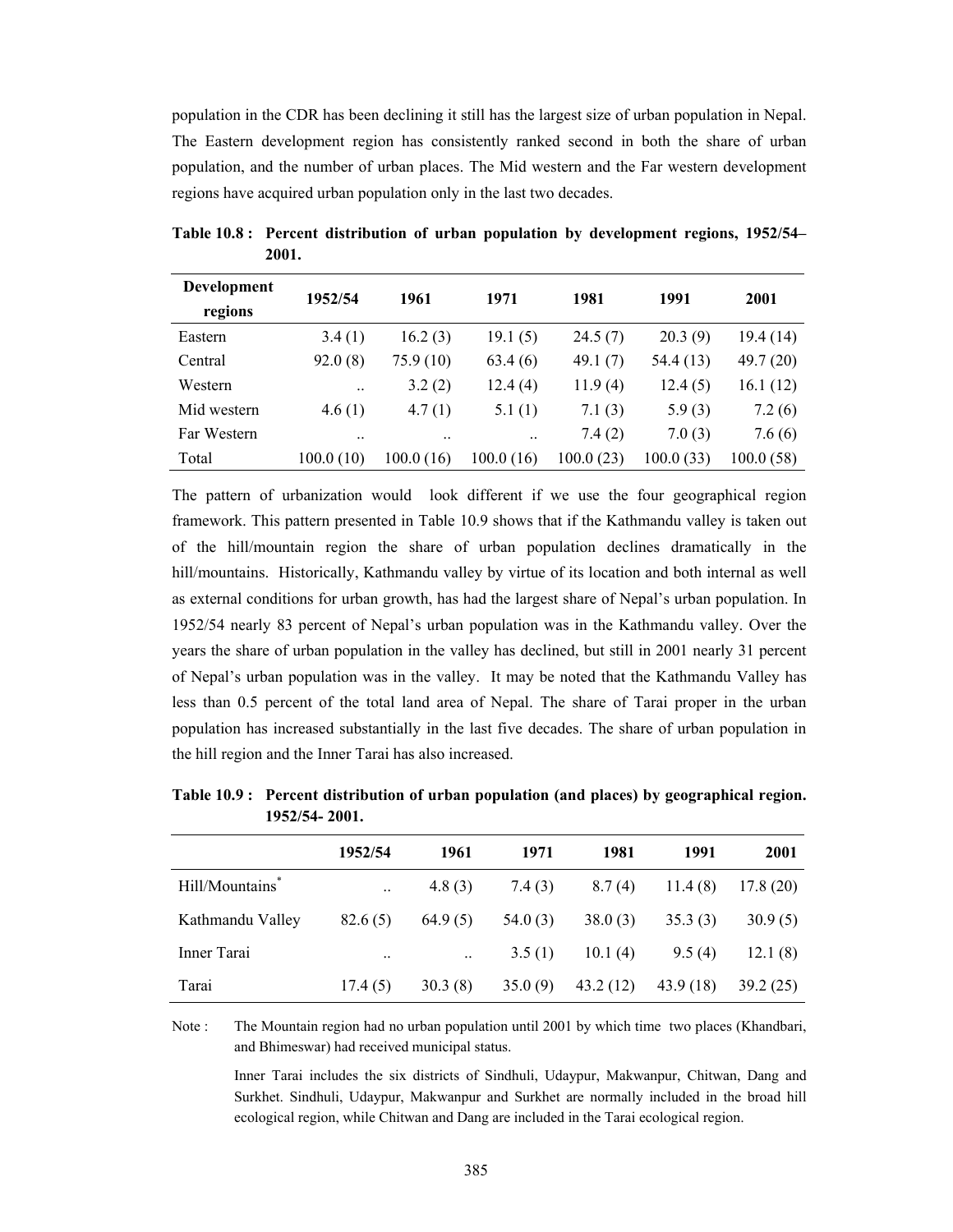population in the CDR has been declining it still has the largest size of urban population in Nepal. The Eastern development region has consistently ranked second in both the share of urban population, and the number of urban places. The Mid western and the Far western development regions have acquired urban population only in the last two decades.

**Table 10.8 : Percent distribution of urban population by development regions, 1952/54–2001.**

| Development regions | 1952/54 | 1961 | 1971 | 1981 | 1991 | 2001 |
|---|---|---|---|---|---|---|
| Eastern | 3.4 (1) | 16.2 (3) | 19.1 (5) | 24.5 (7) | 20.3 (9) | 19.4 (14) |
| Central | 92.0 (8) | 75.9 (10) | 63.4 (6) | 49.1 (7) | 54.4 (13) | 49.7 (20) |
| Western | .. | 3.2 (2) | 12.4 (4) | 11.9 (4) | 12.4 (5) | 16.1 (12) |
| Mid western | 4.6 (1) | 4.7 (1) | 5.1 (1) | 7.1 (3) | 5.9 (3) | 7.2 (6) |
| Far Western | .. | .. | .. | 7.4 (2) | 7.0 (3) | 7.6 (6) |
| Total | 100.0 (10) | 100.0 (16) | 100.0 (16) | 100.0 (23) | 100.0 (33) | 100.0 (58) |

The pattern of urbanization would look different if we use the four geographical region framework. This pattern presented in Table 10.9 shows that if the Kathmandu valley is taken out of the hill/mountain region the share of urban population declines dramatically in the hill/mountains. Historically, Kathmandu valley by virtue of its location and both internal as well as external conditions for urban growth, has had the largest share of Nepal's urban population. In 1952/54 nearly 83 percent of Nepal's urban population was in the Kathmandu valley. Over the years the share of urban population in the valley has declined, but still in 2001 nearly 31 percent of Nepal's urban population was in the valley. It may be noted that the Kathmandu Valley has less than 0.5 percent of the total land area of Nepal. The share of Tarai proper in the urban population has increased substantially in the last five decades. The share of urban population in the hill region and the Inner Tarai has also increased.

**Table 10.9 : Percent distribution of urban population (and places) by geographical region. 1952/54- 2001.**

| | 1952/54 | 1961 | 1971 | 1981 | 1991 | 2001 |
|---|---|---|---|---|---|---|
| Hill/Mountains* | .. | 4.8 (3) | 7.4 (3) | 8.7 (4) | 11.4 (8) | 17.8 (20) |
| Kathmandu Valley | 82.6 (5) | 64.9 (5) | 54.0 (3) | 38.0 (3) | 35.3 (3) | 30.9 (5) |
| Inner Tarai | .. | .. | 3.5 (1) | 10.1 (4) | 9.5 (4) | 12.1 (8) |
| Tarai | 17.4 (5) | 30.3 (8) | 35.0 (9) | 43.2 (12) | 43.9 (18) | 39.2 (25) |

Note : The Mountain region had no urban population until 2001 by which time two places (Khandbari, and Bhimeswar) had received municipal status.

Inner Tarai includes the six districts of Sindhuli, Udaypur, Makwanpur, Chitwan, Dang and Surkhet. Sindhuli, Udaypur, Makwanpur and Surkhet are normally included in the broad hill ecological region, while Chitwan and Dang are included in the Tarai ecological region.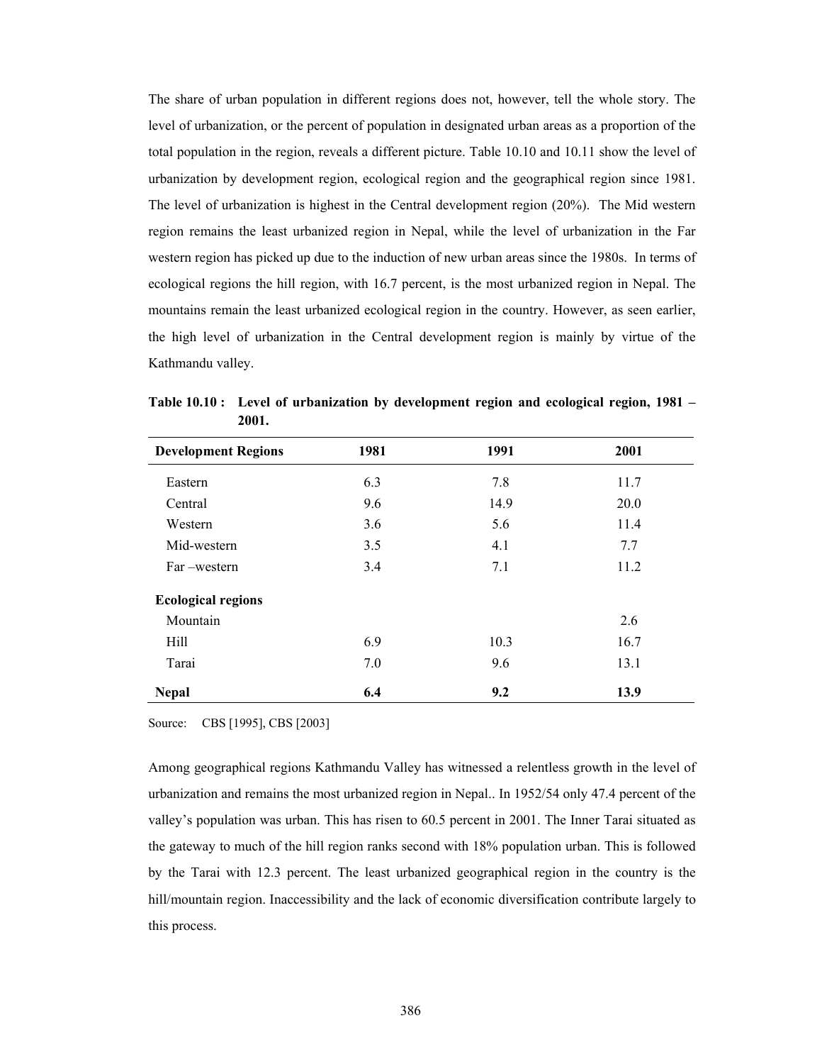The share of urban population in different regions does not, however, tell the whole story. The level of urbanization, or the percent of population in designated urban areas as a proportion of the total population in the region, reveals a different picture. Table 10.10 and 10.11 show the level of urbanization by development region, ecological region and the geographical region since 1981. The level of urbanization is highest in the Central development region (20%). The Mid western region remains the least urbanized region in Nepal, while the level of urbanization in the Far western region has picked up due to the induction of new urban areas since the 1980s. In terms of ecological regions the hill region, with 16.7 percent, is the most urbanized region in Nepal. The mountains remain the least urbanized ecological region in the country. However, as seen earlier, the high level of urbanization in the Central development region is mainly by virtue of the Kathmandu valley.

**Table 10.10 : Level of urbanization by development region and ecological region, 1981 – 2001.**

| **Development Regions** | **1981** | **1991** | **2001** |
|---|---|---|---|
| Eastern | 6.3 | 7.8 | 11.7 |
| Central | 9.6 | 14.9 | 20.0 |
| Western | 3.6 | 5.6 | 11.4 |
| Mid-western | 3.5 | 4.1 | 7.7 |
| Far –western | 3.4 | 7.1 | 11.2 |
| **Ecological regions** | | | |
| Mountain | | | 2.6 |
| Hill | 6.9 | 10.3 | 16.7 |
| Tarai | 7.0 | 9.6 | 13.1 |
| **Nepal** | **6.4** | **9.2** | **13.9** |

Source: CBS [1995], CBS [2003]

Among geographical regions Kathmandu Valley has witnessed a relentless growth in the level of urbanization and remains the most urbanized region in Nepal.. In 1952/54 only 47.4 percent of the valley's population was urban. This has risen to 60.5 percent in 2001. The Inner Tarai situated as the gateway to much of the hill region ranks second with 18% population urban. This is followed by the Tarai with 12.3 percent. The least urbanized geographical region in the country is the hill/mountain region. Inaccessibility and the lack of economic diversification contribute largely to this process.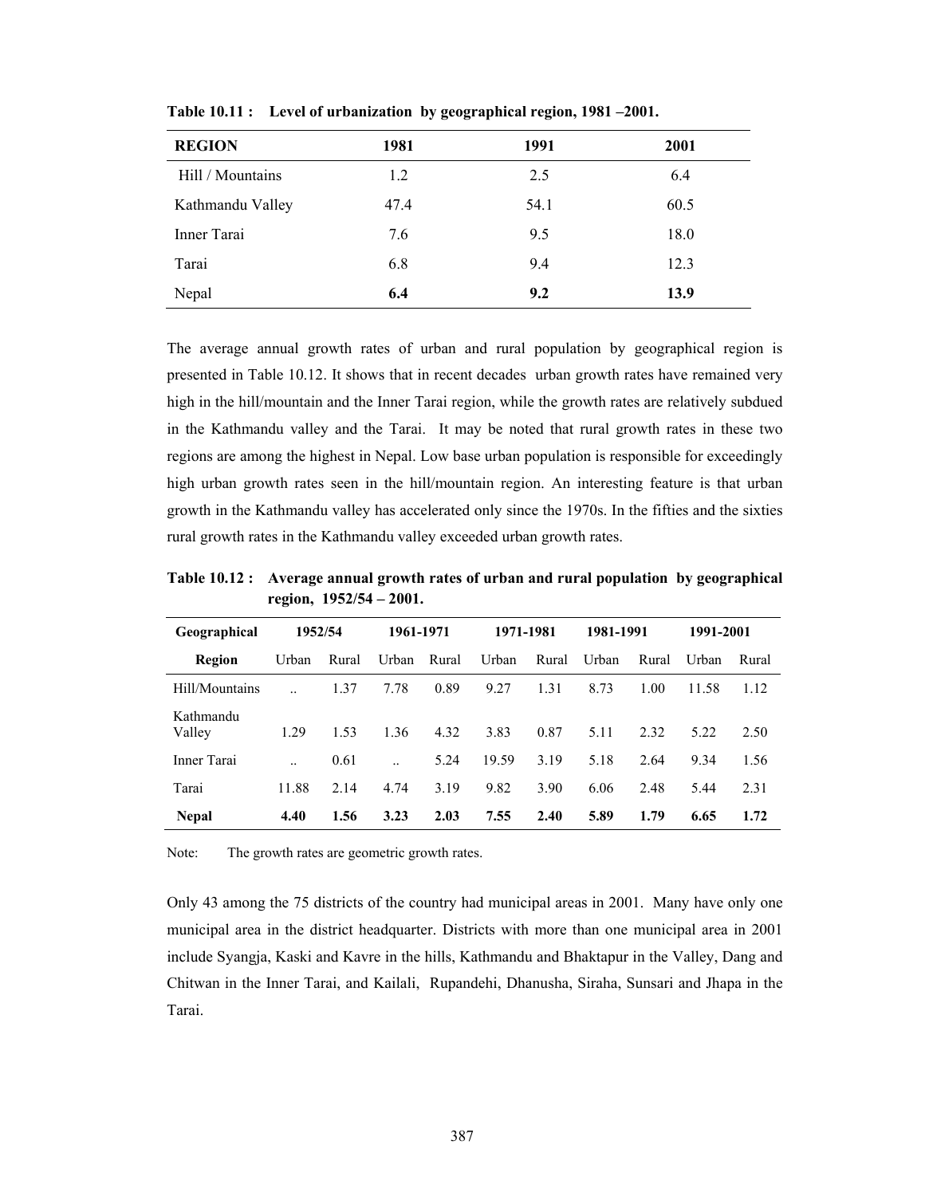**Table 10.11 : Level of urbanization by geographical region, 1981 –2001.**

| REGION | 1981 | 1991 | 2001 |
|---|---|---|---|
| Hill / Mountains | 1.2 | 2.5 | 6.4 |
| Kathmandu Valley | 47.4 | 54.1 | 60.5 |
| Inner Tarai | 7.6 | 9.5 | 18.0 |
| Tarai | 6.8 | 9.4 | 12.3 |
| Nepal | **6.4** | **9.2** | **13.9** |

The average annual growth rates of urban and rural population by geographical region is presented in Table 10.12. It shows that in recent decades urban growth rates have remained very high in the hill/mountain and the Inner Tarai region, while the growth rates are relatively subdued in the Kathmandu valley and the Tarai. It may be noted that rural growth rates in these two regions are among the highest in Nepal. Low base urban population is responsible for exceedingly high urban growth rates seen in the hill/mountain region. An interesting feature is that urban growth in the Kathmandu valley has accelerated only since the 1970s. In the fifties and the sixties rural growth rates in the Kathmandu valley exceeded urban growth rates.

**Table 10.12 : Average annual growth rates of urban and rural population by geographical region, 1952/54 – 2001.**

| Geographical | 1952/54 | | 1961-1971 | | 1971-1981 | | 1981-1991 | | 1991-2001 | |
|---|---|---|---|---|---|---|---|---|---|---|
| **Region** | Urban | Rural | Urban | Rural | Urban | Rural | Urban | Rural | Urban | Rural |
| Hill/Mountains | .. | 1.37 | 7.78 | 0.89 | 9.27 | 1.31 | 8.73 | 1.00 | 11.58 | 1.12 |
| Kathmandu Valley | 1.29 | 1.53 | 1.36 | 4.32 | 3.83 | 0.87 | 5.11 | 2.32 | 5.22 | 2.50 |
| Inner Tarai | .. | 0.61 | .. | 5.24 | 19.59 | 3.19 | 5.18 | 2.64 | 9.34 | 1.56 |
| Tarai | 11.88 | 2.14 | 4.74 | 3.19 | 9.82 | 3.90 | 6.06 | 2.48 | 5.44 | 2.31 |
| **Nepal** | **4.40** | **1.56** | **3.23** | **2.03** | **7.55** | **2.40** | **5.89** | **1.79** | **6.65** | **1.72** |

Note: The growth rates are geometric growth rates.

Only 43 among the 75 districts of the country had municipal areas in 2001. Many have only one municipal area in the district headquarter. Districts with more than one municipal area in 2001 include Syangja, Kaski and Kavre in the hills, Kathmandu and Bhaktapur in the Valley, Dang and Chitwan in the Inner Tarai, and Kailali, Rupandehi, Dhanusha, Siraha, Sunsari and Jhapa in the Tarai.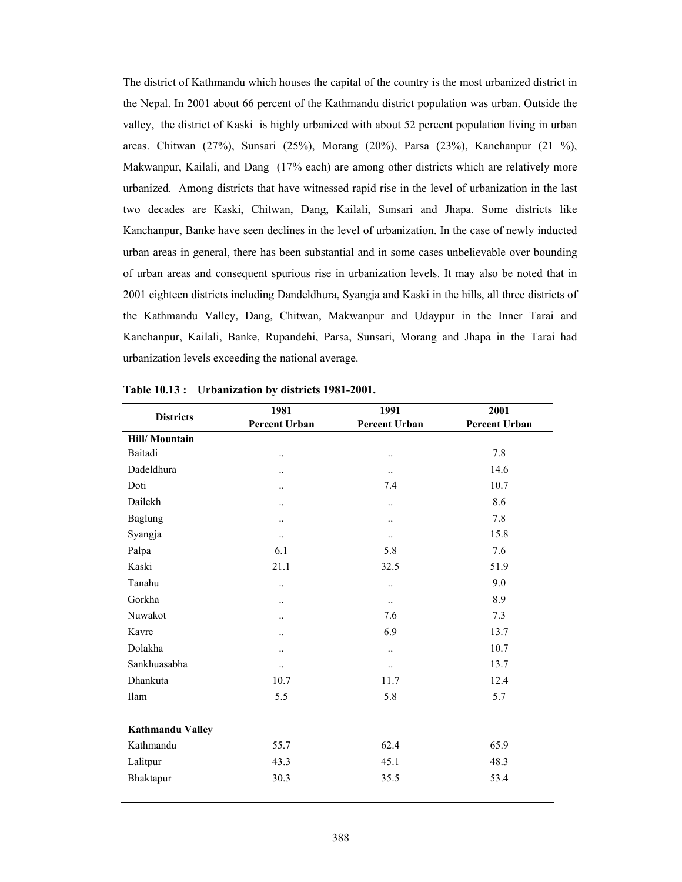The district of Kathmandu which houses the capital of the country is the most urbanized district in the Nepal. In 2001 about 66 percent of the Kathmandu district population was urban. Outside the valley, the district of Kaski is highly urbanized with about 52 percent population living in urban areas. Chitwan (27%), Sunsari (25%), Morang (20%), Parsa (23%), Kanchanpur (21 %), Makwanpur, Kailali, and Dang (17% each) are among other districts which are relatively more urbanized. Among districts that have witnessed rapid rise in the level of urbanization in the last two decades are Kaski, Chitwan, Dang, Kailali, Sunsari and Jhapa. Some districts like Kanchanpur, Banke have seen declines in the level of urbanization. In the case of newly inducted urban areas in general, there has been substantial and in some cases unbelievable over bounding of urban areas and consequent spurious rise in urbanization levels. It may also be noted that in 2001 eighteen districts including Dandeldhura, Syangja and Kaski in the hills, all three districts of the Kathmandu Valley, Dang, Chitwan, Makwanpur and Udaypur in the Inner Tarai and Kanchanpur, Kailali, Banke, Rupandehi, Parsa, Sunsari, Morang and Jhapa in the Tarai had urbanization levels exceeding the national average.

**Table 10.13 : Urbanization by districts 1981-2001.**

| Districts | 1981 Percent Urban | 1991 Percent Urban | 2001 Percent Urban |
|---|---|---|---|
| **Hill/ Mountain** | | | |
| Baitadi | .. | .. | 7.8 |
| Dadeldhura | .. | .. | 14.6 |
| Doti | .. | 7.4 | 10.7 |
| Dailekh | .. | .. | 8.6 |
| Baglung | .. | .. | 7.8 |
| Syangja | .. | .. | 15.8 |
| Palpa | 6.1 | 5.8 | 7.6 |
| Kaski | 21.1 | 32.5 | 51.9 |
| Tanahu | .. | .. | 9.0 |
| Gorkha | .. | .. | 8.9 |
| Nuwakot | .. | 7.6 | 7.3 |
| Kavre | .. | 6.9 | 13.7 |
| Dolakha | .. | .. | 10.7 |
| Sankhuasabha | .. | .. | 13.7 |
| Dhankuta | 10.7 | 11.7 | 12.4 |
| Ilam | 5.5 | 5.8 | 5.7 |
| **Kathmandu Valley** | | | |
| Kathmandu | 55.7 | 62.4 | 65.9 |
| Lalitpur | 43.3 | 45.1 | 48.3 |
| Bhaktapur | 30.3 | 35.5 | 53.4 |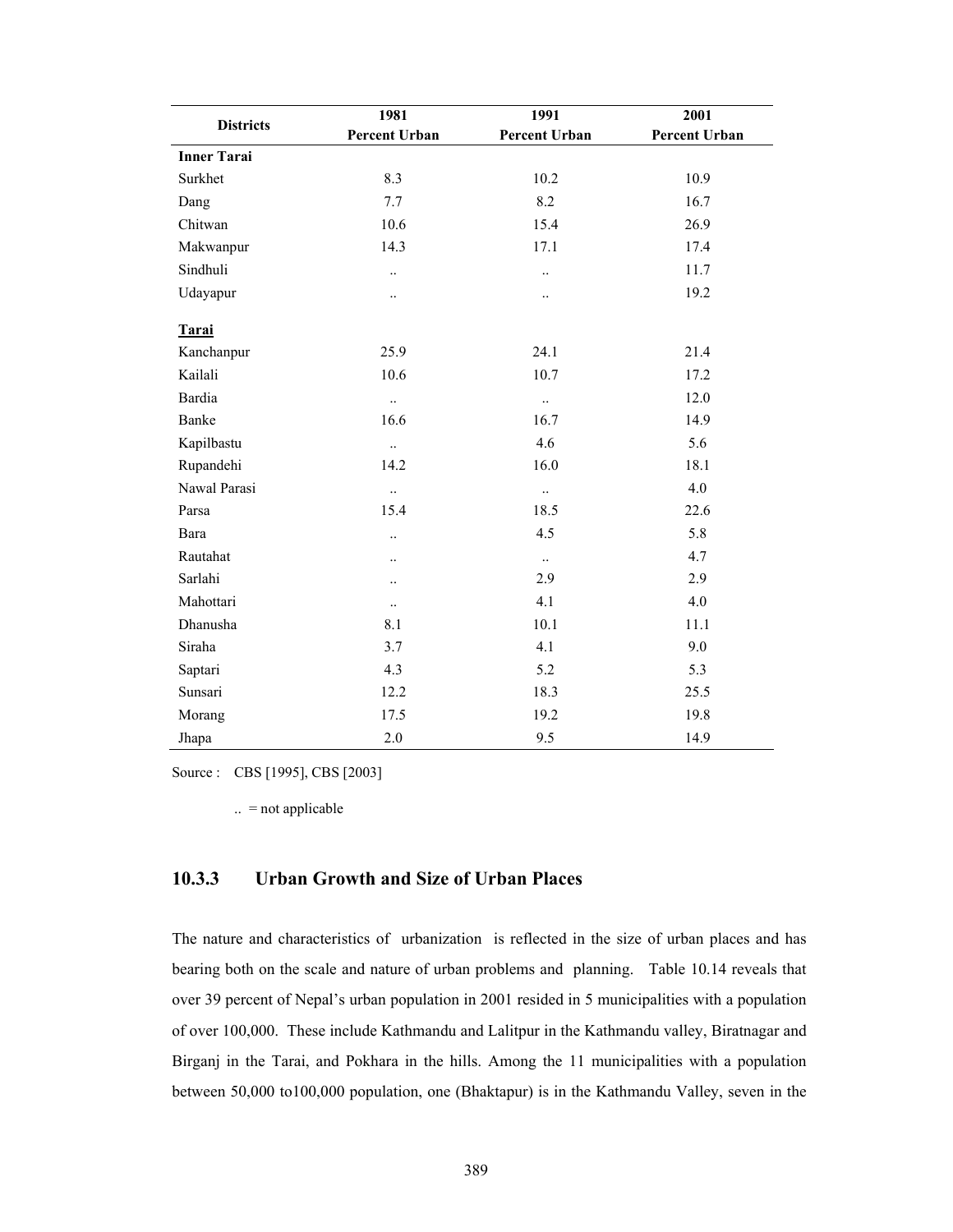| Districts | 1981 Percent Urban | 1991 Percent Urban | 2001 Percent Urban |
|---|---|---|---|
| **Inner Tarai** | | | |
| Surkhet | 8.3 | 10.2 | 10.9 |
| Dang | 7.7 | 8.2 | 16.7 |
| Chitwan | 10.6 | 15.4 | 26.9 |
| Makwanpur | 14.3 | 17.1 | 17.4 |
| Sindhuli | .. | .. | 11.7 |
| Udayapur | .. | .. | 19.2 |
| **Tarai** | | | |
| Kanchanpur | 25.9 | 24.1 | 21.4 |
| Kailali | 10.6 | 10.7 | 17.2 |
| Bardia | .. | .. | 12.0 |
| Banke | 16.6 | 16.7 | 14.9 |
| Kapilbastu | .. | 4.6 | 5.6 |
| Rupandehi | 14.2 | 16.0 | 18.1 |
| Nawal Parasi | .. | .. | 4.0 |
| Parsa | 15.4 | 18.5 | 22.6 |
| Bara | .. | 4.5 | 5.8 |
| Rautahat | .. | .. | 4.7 |
| Sarlahi | .. | 2.9 | 2.9 |
| Mahottari | .. | 4.1 | 4.0 |
| Dhanusha | 8.1 | 10.1 | 11.1 |
| Siraha | 3.7 | 4.1 | 9.0 |
| Saptari | 4.3 | 5.2 | 5.3 |
| Sunsari | 12.2 | 18.3 | 25.5 |
| Morang | 17.5 | 19.2 | 19.8 |
| Jhapa | 2.0 | 9.5 | 14.9 |

Source : CBS [1995], CBS [2003]

.. = not applicable

### 10.3.3 Urban Growth and Size of Urban Places

The nature and characteristics of urbanization is reflected in the size of urban places and has bearing both on the scale and nature of urban problems and planning. Table 10.14 reveals that over 39 percent of Nepal's urban population in 2001 resided in 5 municipalities with a population of over 100,000. These include Kathmandu and Lalitpur in the Kathmandu valley, Biratnagar and Birganj in the Tarai, and Pokhara in the hills. Among the 11 municipalities with a population between 50,000 to100,000 population, one (Bhaktapur) is in the Kathmandu Valley, seven in the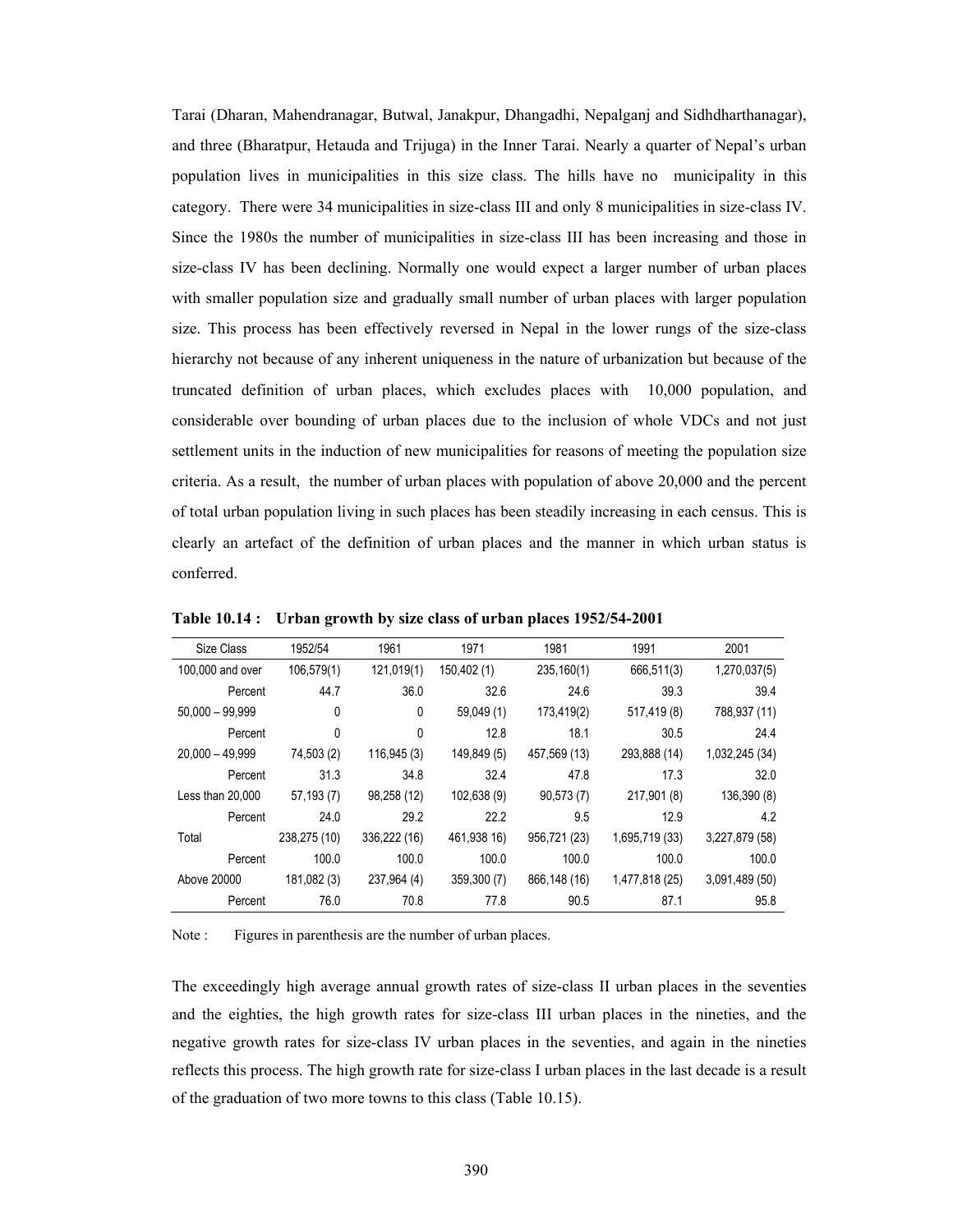Tarai (Dharan, Mahendranagar, Butwal, Janakpur, Dhangadhi, Nepalganj and Sidhdharthanagar), and three (Bharatpur, Hetauda and Trijuga) in the Inner Tarai. Nearly a quarter of Nepal's urban population lives in municipalities in this size class. The hills have no municipality in this category. There were 34 municipalities in size-class III and only 8 municipalities in size-class IV. Since the 1980s the number of municipalities in size-class III has been increasing and those in size-class IV has been declining. Normally one would expect a larger number of urban places with smaller population size and gradually small number of urban places with larger population size. This process has been effectively reversed in Nepal in the lower rungs of the size-class hierarchy not because of any inherent uniqueness in the nature of urbanization but because of the truncated definition of urban places, which excludes places with 10,000 population, and considerable over bounding of urban places due to the inclusion of whole VDCs and not just settlement units in the induction of new municipalities for reasons of meeting the population size criteria. As a result, the number of urban places with population of above 20,000 and the percent of total urban population living in such places has been steadily increasing in each census. This is clearly an artefact of the definition of urban places and the manner in which urban status is conferred.

**Table 10.14 : Urban growth by size class of urban places 1952/54-2001**

| Size Class | 1952/54 | 1961 | 1971 | 1981 | 1991 | 2001 |
|---|---|---|---|---|---|---|
| 100,000 and over | 106,579(1) | 121,019(1) | 150,402 (1) | 235,160(1) | 666,511(3) | 1,270,037(5) |
| Percent | 44.7 | 36.0 | 32.6 | 24.6 | 39.3 | 39.4 |
| 50,000 – 99,999 | 0 | 0 | 59,049 (1) | 173,419(2) | 517,419 (8) | 788,937 (11) |
| Percent | 0 | 0 | 12.8 | 18.1 | 30.5 | 24.4 |
| 20,000 – 49,999 | 74,503 (2) | 116,945 (3) | 149,849 (5) | 457,569 (13) | 293,888 (14) | 1,032,245 (34) |
| Percent | 31.3 | 34.8 | 32.4 | 47.8 | 17.3 | 32.0 |
| Less than 20,000 | 57,193 (7) | 98,258 (12) | 102,638 (9) | 90,573 (7) | 217,901 (8) | 136,390 (8) |
| Percent | 24.0 | 29.2 | 22.2 | 9.5 | 12.9 | 4.2 |
| Total | 238,275 (10) | 336,222 (16) | 461,938 16) | 956,721 (23) | 1,695,719 (33) | 3,227,879 (58) |
| Percent | 100.0 | 100.0 | 100.0 | 100.0 | 100.0 | 100.0 |
| Above 20000 | 181,082 (3) | 237,964 (4) | 359,300 (7) | 866,148 (16) | 1,477,818 (25) | 3,091,489 (50) |
| Percent | 76.0 | 70.8 | 77.8 | 90.5 | 87.1 | 95.8 |

Note : Figures in parenthesis are the number of urban places.

The exceedingly high average annual growth rates of size-class II urban places in the seventies and the eighties, the high growth rates for size-class III urban places in the nineties, and the negative growth rates for size-class IV urban places in the seventies, and again in the nineties reflects this process. The high growth rate for size-class I urban places in the last decade is a result of the graduation of two more towns to this class (Table 10.15).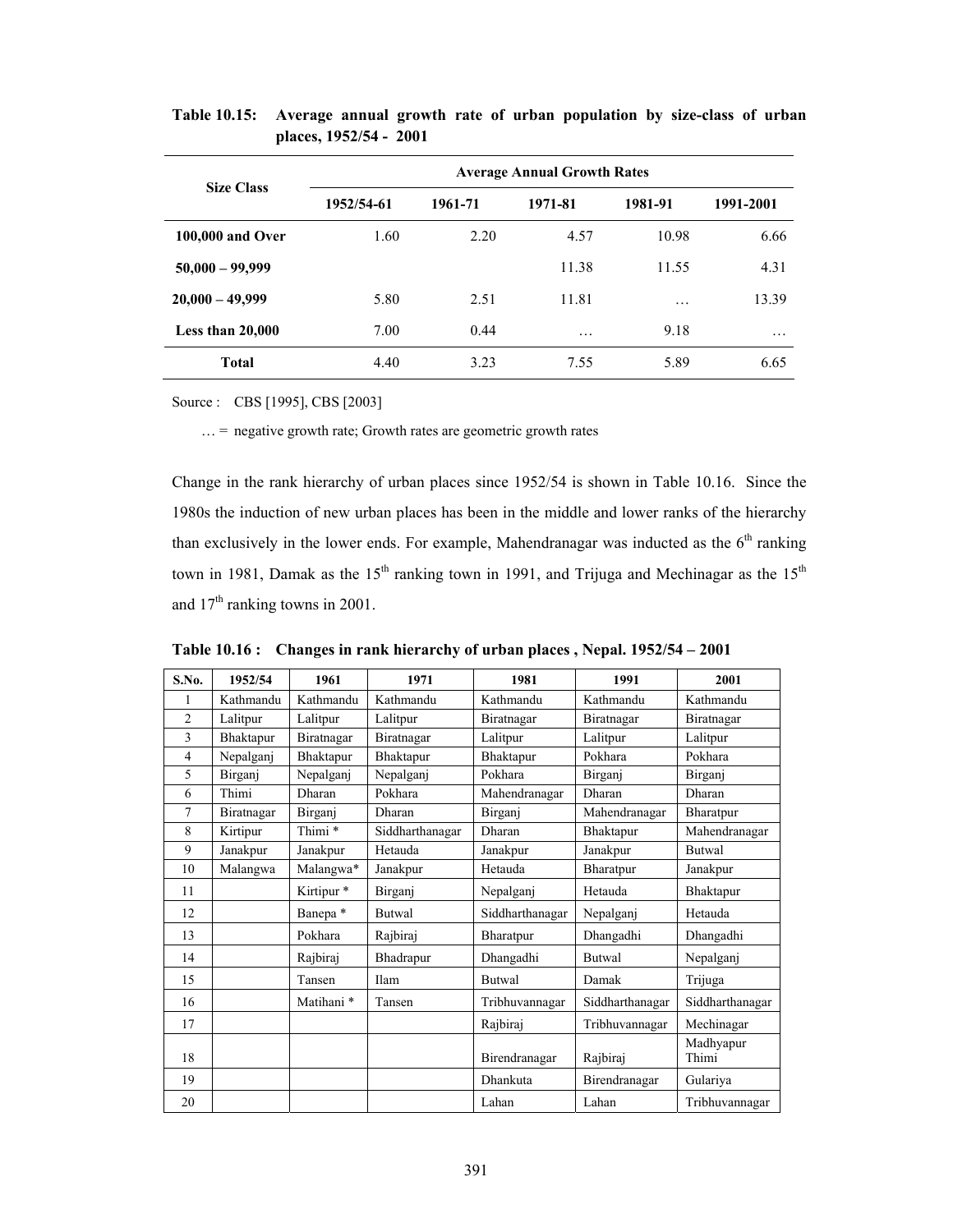**Table 10.15: Average annual growth rate of urban population by size-class of urban places, 1952/54 - 2001**

| Size Class | Average Annual Growth Rates | | | | |
|---|---|---|---|---|---|
| | 1952/54-61 | 1961-71 | 1971-81 | 1981-91 | 1991-2001 |
| 100,000 and Over | 1.60 | 2.20 | 4.57 | 10.98 | 6.66 |
| 50,000 – 99,999 | | | 11.38 | 11.55 | 4.31 |
| 20,000 – 49,999 | 5.80 | 2.51 | 11.81 | … | 13.39 |
| Less than 20,000 | 7.00 | 0.44 | … | 9.18 | … |
| Total | 4.40 | 3.23 | 7.55 | 5.89 | 6.65 |

Source : CBS [1995], CBS [2003]

… = negative growth rate; Growth rates are geometric growth rates

Change in the rank hierarchy of urban places since 1952/54 is shown in Table 10.16. Since the 1980s the induction of new urban places has been in the middle and lower ranks of the hierarchy than exclusively in the lower ends. For example, Mahendranagar was inducted as the 6th ranking town in 1981, Damak as the 15th ranking town in 1991, and Trijuga and Mechinagar as the 15th and 17th ranking towns in 2001.

**Table 10.16 : Changes in rank hierarchy of urban places , Nepal. 1952/54 – 2001**

| S.No. | 1952/54 | 1961 | 1971 | 1981 | 1991 | 2001 |
|---|---|---|---|---|---|---|
| 1 | Kathmandu | Kathmandu | Kathmandu | Kathmandu | Kathmandu | Kathmandu |
| 2 | Lalitpur | Lalitpur | Lalitpur | Biratnagar | Biratnagar | Biratnagar |
| 3 | Bhaktapur | Biratnagar | Biratnagar | Lalitpur | Lalitpur | Lalitpur |
| 4 | Nepalganj | Bhaktapur | Bhaktapur | Bhaktapur | Pokhara | Pokhara |
| 5 | Birganj | Nepalganj | Nepalganj | Pokhara | Birganj | Birganj |
| 6 | Thimi | Dharan | Pokhara | Mahendranagar | Dharan | Dharan |
| 7 | Biratnagar | Birganj | Dharan | Birganj | Mahendranagar | Bharatpur |
| 8 | Kirtipur | Thimi * | Siddharthanagar | Dharan | Bhaktapur | Mahendranagar |
| 9 | Janakpur | Janakpur | Hetauda | Janakpur | Janakpur | Butwal |
| 10 | Malangwa | Malangwa* | Janakpur | Hetauda | Bharatpur | Janakpur |
| 11 | | Kirtipur * | Birganj | Nepalganj | Hetauda | Bhaktapur |
| 12 | | Banepa * | Butwal | Siddharthanagar | Nepalganj | Hetauda |
| 13 | | Pokhara | Rajbiraj | Bharatpur | Dhangadhi | Dhangadhi |
| 14 | | Rajbiraj | Bhadrapur | Dhangadhi | Butwal | Nepalganj |
| 15 | | Tansen | Ilam | Butwal | Damak | Trijuga |
| 16 | | Matihani * | Tansen | Tribhuvannagar | Siddharthanagar | Siddharthanagar |
| 17 | | | | Rajbiraj | Tribhuvannagar | Mechinagar |
| 18 | | | | Birendranagar | Rajbiraj | Madhyapur Thimi |
| 19 | | | | Dhankuta | Birendranagar | Gulariya |
| 20 | | | | Lahan | Lahan | Tribhuvannagar |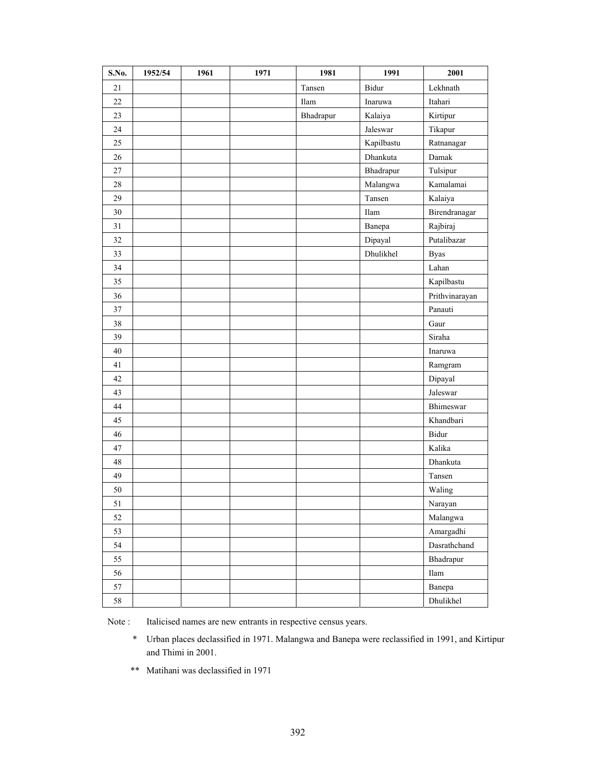| S.No. | 1952/54 | 1961 | 1971 | 1981 | 1991 | 2001 |
|---|---|---|---|---|---|---|
| 21 | | | | Tansen | Bidur | Lekhnath |
| 22 | | | | Ilam | Inaruwa | Itahari |
| 23 | | | | Bhadrapur | Kalaiya | Kirtipur |
| 24 | | | | | Jaleswar | Tikapur |
| 25 | | | | | Kapilbastu | Ratnanagar |
| 26 | | | | | Dhankuta | Damak |
| 27 | | | | | Bhadrapur | Tulsipur |
| 28 | | | | | Malangwa | Kamalamai |
| 29 | | | | | Tansen | Kalaiya |
| 30 | | | | | Ilam | Birendranagar |
| 31 | | | | | Banepa | Rajbiraj |
| 32 | | | | | Dipayal | Putalibazar |
| 33 | | | | | Dhulikhel | Byas |
| 34 | | | | | | Lahan |
| 35 | | | | | | Kapilbastu |
| 36 | | | | | | Prithvinarayan |
| 37 | | | | | | Panauti |
| 38 | | | | | | Gaur |
| 39 | | | | | | Siraha |
| 40 | | | | | | Inaruwa |
| 41 | | | | | | Ramgram |
| 42 | | | | | | Dipayal |
| 43 | | | | | | Jaleswar |
| 44 | | | | | | Bhimeswar |
| 45 | | | | | | Khandbari |
| 46 | | | | | | Bidur |
| 47 | | | | | | Kalika |
| 48 | | | | | | Dhankuta |
| 49 | | | | | | Tansen |
| 50 | | | | | | Waling |
| 51 | | | | | | Narayan |
| 52 | | | | | | Malangwa |
| 53 | | | | | | Amargadhi |
| 54 | | | | | | Dasrathchand |
| 55 | | | | | | Bhadrapur |
| 56 | | | | | | Ilam |
| 57 | | | | | | Banepa |
| 58 | | | | | | Dhulikhel |

Note : Italicised names are new entrants in respective census years.

\* Urban places declassified in 1971. Malangwa and Banepa were reclassified in 1991, and Kirtipur and Thimi in 2001.

\** Matihani was declassified in 1971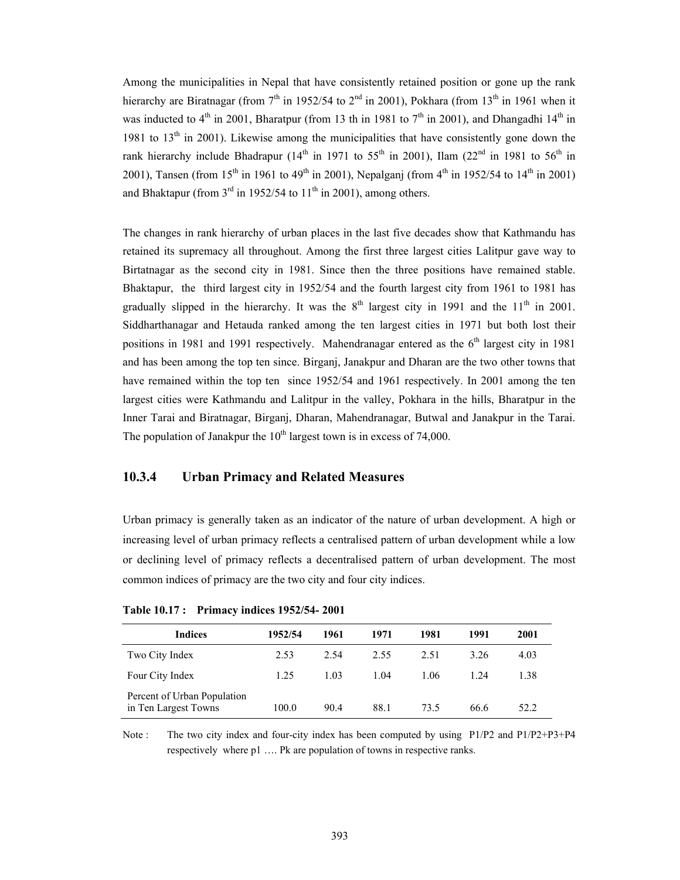Among the municipalities in Nepal that have consistently retained position or gone up the rank hierarchy are Biratnagar (from 7th in 1952/54 to 2nd in 2001), Pokhara (from 13th in 1961 when it was inducted to 4th in 2001, Bharatpur (from 13 th in 1981 to 7th in 2001), and Dhangadhi 14th in 1981 to 13th in 2001). Likewise among the municipalities that have consistently gone down the rank hierarchy include Bhadrapur (14th in 1971 to 55th in 2001), Ilam (22nd in 1981 to 56th in 2001), Tansen (from 15th in 1961 to 49th in 2001), Nepalganj (from 4th in 1952/54 to 14th in 2001) and Bhaktapur (from 3rd in 1952/54 to 11th in 2001), among others.

The changes in rank hierarchy of urban places in the last five decades show that Kathmandu has retained its supremacy all throughout. Among the first three largest cities Lalitpur gave way to Birtatnagar as the second city in 1981. Since then the three positions have remained stable. Bhaktapur, the third largest city in 1952/54 and the fourth largest city from 1961 to 1981 has gradually slipped in the hierarchy. It was the 8th largest city in 1991 and the 11th in 2001. Siddharthanagar and Hetauda ranked among the ten largest cities in 1971 but both lost their positions in 1981 and 1991 respectively. Mahendranagar entered as the 6th largest city in 1981 and has been among the top ten since. Birganj, Janakpur and Dharan are the two other towns that have remained within the top ten since 1952/54 and 1961 respectively. In 2001 among the ten largest cities were Kathmandu and Lalitpur in the valley, Pokhara in the hills, Bharatpur in the Inner Tarai and Biratnagar, Birganj, Dharan, Mahendranagar, Butwal and Janakpur in the Tarai. The population of Janakpur the 10th largest town is in excess of 74,000.

### 10.3.4 Urban Primacy and Related Measures

Urban primacy is generally taken as an indicator of the nature of urban development. A high or increasing level of urban primacy reflects a centralised pattern of urban development while a low or declining level of primacy reflects a decentralised pattern of urban development. The most common indices of primacy are the two city and four city indices.

**Table 10.17 : Primacy indices 1952/54- 2001**

| Indices | 1952/54 | 1961 | 1971 | 1981 | 1991 | 2001 |
|---|---|---|---|---|---|---|
| Two City Index | 2.53 | 2.54 | 2.55 | 2.51 | 3.26 | 4.03 |
| Four City Index | 1.25 | 1.03 | 1.04 | 1.06 | 1.24 | 1.38 |
| Percent of Urban Population in Ten Largest Towns | 100.0 | 90.4 | 88.1 | 73.5 | 66.6 | 52.2 |

Note : The two city index and four-city index has been computed by using P1/P2 and P1/P2+P3+P4 respectively where p1 …. Pk are population of towns in respective ranks.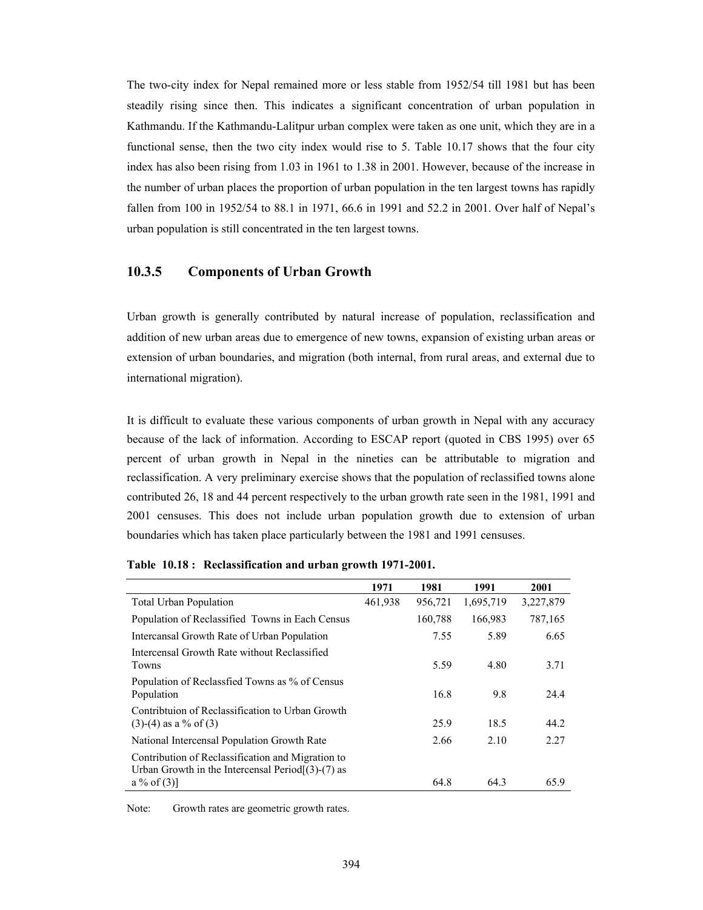The two-city index for Nepal remained more or less stable from 1952/54 till 1981 but has been steadily rising since then. This indicates a significant concentration of urban population in Kathmandu. If the Kathmandu-Lalitpur urban complex were taken as one unit, which they are in a functional sense, then the two city index would rise to 5. Table 10.17 shows that the four city index has also been rising from 1.03 in 1961 to 1.38 in 2001. However, because of the increase in the number of urban places the proportion of urban population in the ten largest towns has rapidly fallen from 100 in 1952/54 to 88.1 in 1971, 66.6 in 1991 and 52.2 in 2001. Over half of Nepal's urban population is still concentrated in the ten largest towns.

### 10.3.5 Components of Urban Growth

Urban growth is generally contributed by natural increase of population, reclassification and addition of new urban areas due to emergence of new towns, expansion of existing urban areas or extension of urban boundaries, and migration (both internal, from rural areas, and external due to international migration).

It is difficult to evaluate these various components of urban growth in Nepal with any accuracy because of the lack of information. According to ESCAP report (quoted in CBS 1995) over 65 percent of urban growth in Nepal in the nineties can be attributable to migration and reclassification. A very preliminary exercise shows that the population of reclassified towns alone contributed 26, 18 and 44 percent respectively to the urban growth rate seen in the 1981, 1991 and 2001 censuses. This does not include urban population growth due to extension of urban boundaries which has taken place particularly between the 1981 and 1991 censuses.

**Table 10.18 : Reclassification and urban growth 1971-2001.**

| | 1971 | 1981 | 1991 | 2001 |
|---|---|---|---|---|
| Total Urban Population | 461,938 | 956,721 | 1,695,719 | 3,227,879 |
| Population of Reclassified Towns in Each Census | | 160,788 | 166,983 | 787,165 |
| Intercansal Growth Rate of Urban Population | | 7.55 | 5.89 | 6.65 |
| Intercensal Growth Rate without Reclassified Towns | | 5.59 | 4.80 | 3.71 |
| Population of Reclassfied Towns as % of Census Population | | 16.8 | 9.8 | 24.4 |
| Contribtuion of Reclassification to Urban Growth (3)-(4) as a % of (3) | | 25.9 | 18.5 | 44.2 |
| National Intercensal Population Growth Rate | | 2.66 | 2.10 | 2.27 |
| Contribution of Reclassification and Migration to Urban Growth in the Intercensal Period[(3)-(7) as a % of (3)] | | 64.8 | 64.3 | 65.9 |

Note: Growth rates are geometric growth rates.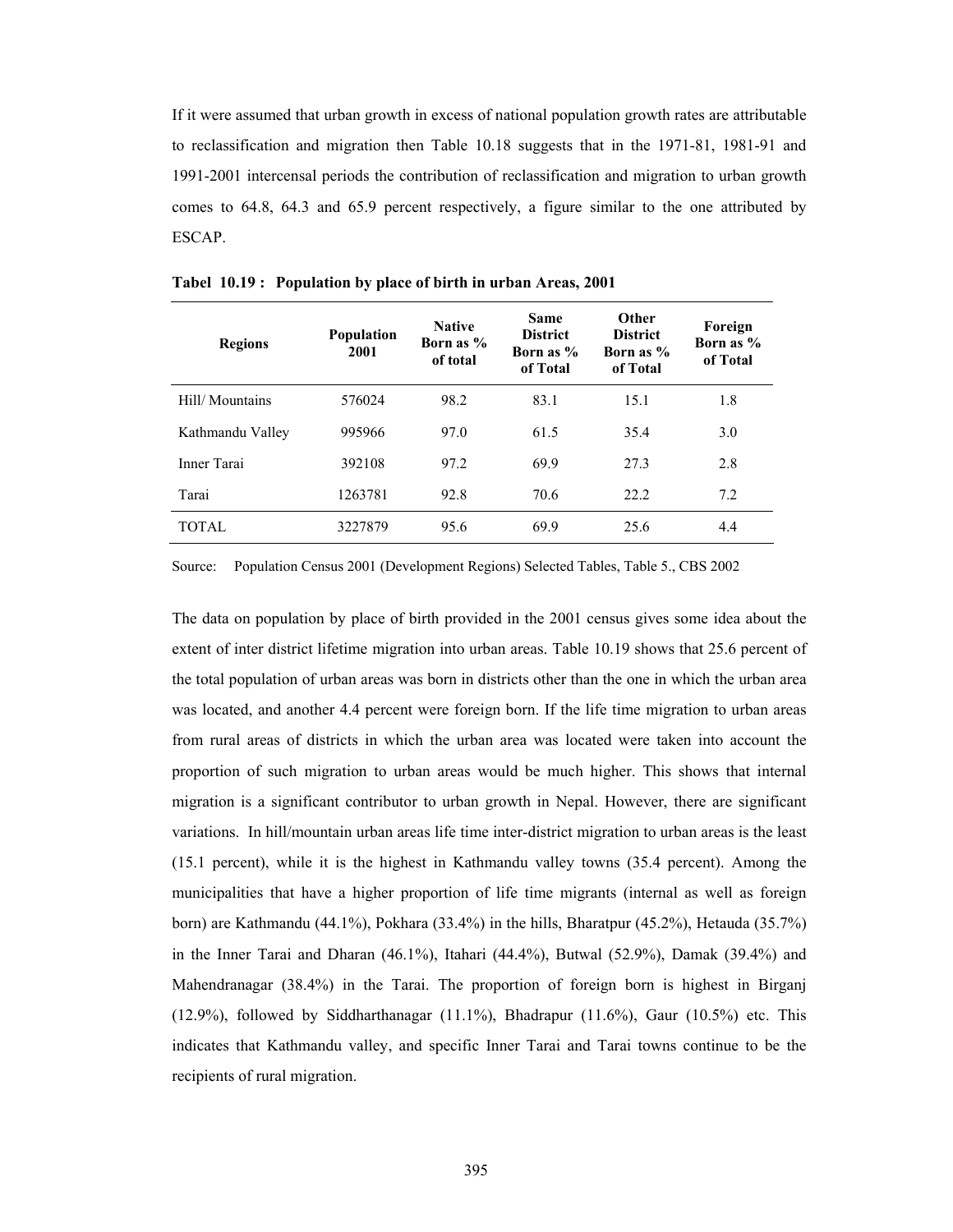If it were assumed that urban growth in excess of national population growth rates are attributable to reclassification and migration then Table 10.18 suggests that in the 1971-81, 1981-91 and 1991-2001 intercensal periods the contribution of reclassification and migration to urban growth comes to 64.8, 64.3 and 65.9 percent respectively, a figure similar to the one attributed by ESCAP.

**Tabel 10.19 : Population by place of birth in urban Areas, 2001**

| Regions | Population 2001 | Native Born as % of total | Same District Born as % of Total | Other District Born as % of Total | Foreign Born as % of Total |
|---|---|---|---|---|---|
| Hill/ Mountains | 576024 | 98.2 | 83.1 | 15.1 | 1.8 |
| Kathmandu Valley | 995966 | 97.0 | 61.5 | 35.4 | 3.0 |
| Inner Tarai | 392108 | 97.2 | 69.9 | 27.3 | 2.8 |
| Tarai | 1263781 | 92.8 | 70.6 | 22.2 | 7.2 |
| TOTAL | 3227879 | 95.6 | 69.9 | 25.6 | 4.4 |

Source: Population Census 2001 (Development Regions) Selected Tables, Table 5., CBS 2002

The data on population by place of birth provided in the 2001 census gives some idea about the extent of inter district lifetime migration into urban areas. Table 10.19 shows that 25.6 percent of the total population of urban areas was born in districts other than the one in which the urban area was located, and another 4.4 percent were foreign born. If the life time migration to urban areas from rural areas of districts in which the urban area was located were taken into account the proportion of such migration to urban areas would be much higher. This shows that internal migration is a significant contributor to urban growth in Nepal. However, there are significant variations. In hill/mountain urban areas life time inter-district migration to urban areas is the least (15.1 percent), while it is the highest in Kathmandu valley towns (35.4 percent). Among the municipalities that have a higher proportion of life time migrants (internal as well as foreign born) are Kathmandu (44.1%), Pokhara (33.4%) in the hills, Bharatpur (45.2%), Hetauda (35.7%) in the Inner Tarai and Dharan (46.1%), Itahari (44.4%), Butwal (52.9%), Damak (39.4%) and Mahendranagar (38.4%) in the Tarai. The proportion of foreign born is highest in Birganj (12.9%), followed by Siddharthanagar (11.1%), Bhadrapur (11.6%), Gaur (10.5%) etc. This indicates that Kathmandu valley, and specific Inner Tarai and Tarai towns continue to be the recipients of rural migration.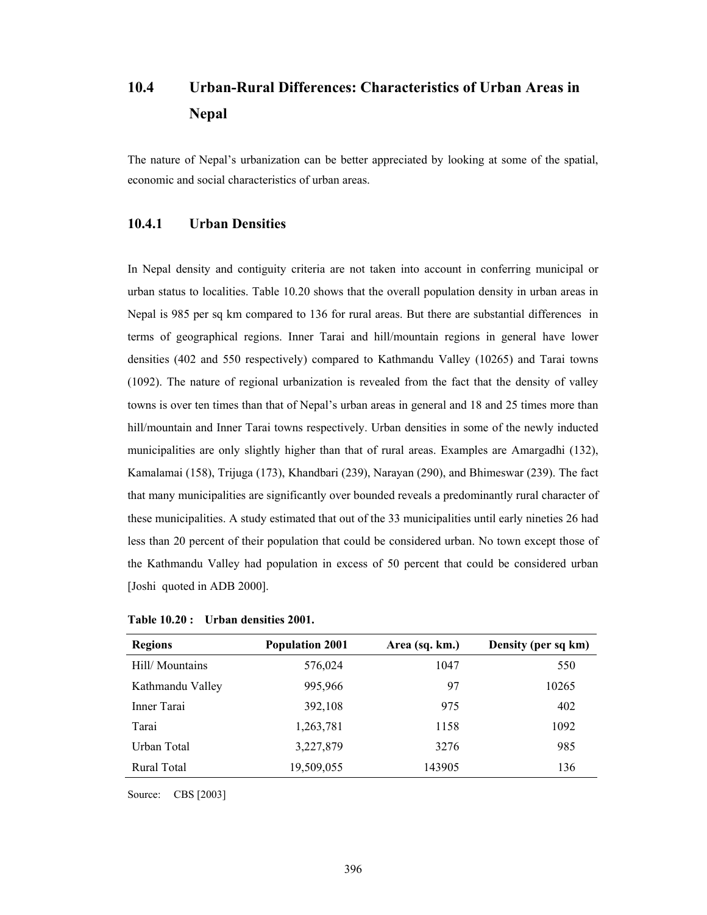## 10.4 Urban-Rural Differences: Characteristics of Urban Areas in Nepal

The nature of Nepal's urbanization can be better appreciated by looking at some of the spatial, economic and social characteristics of urban areas.

### 10.4.1 Urban Densities

In Nepal density and contiguity criteria are not taken into account in conferring municipal or urban status to localities. Table 10.20 shows that the overall population density in urban areas in Nepal is 985 per sq km compared to 136 for rural areas. But there are substantial differences in terms of geographical regions. Inner Tarai and hill/mountain regions in general have lower densities (402 and 550 respectively) compared to Kathmandu Valley (10265) and Tarai towns (1092). The nature of regional urbanization is revealed from the fact that the density of valley towns is over ten times than that of Nepal's urban areas in general and 18 and 25 times more than hill/mountain and Inner Tarai towns respectively. Urban densities in some of the newly inducted municipalities are only slightly higher than that of rural areas. Examples are Amargadhi (132), Kamalamai (158), Trijuga (173), Khandbari (239), Narayan (290), and Bhimeswar (239). The fact that many municipalities are significantly over bounded reveals a predominantly rural character of these municipalities. A study estimated that out of the 33 municipalities until early nineties 26 had less than 20 percent of their population that could be considered urban. No town except those of the Kathmandu Valley had population in excess of 50 percent that could be considered urban [Joshi quoted in ADB 2000].

**Table 10.20 : Urban densities 2001.**

| Regions | Population 2001 | Area (sq. km.) | Density (per sq km) |
|---|---:|---:|---:|
| Hill/ Mountains | 576,024 | 1047 | 550 |
| Kathmandu Valley | 995,966 | 97 | 10265 |
| Inner Tarai | 392,108 | 975 | 402 |
| Tarai | 1,263,781 | 1158 | 1092 |
| Urban Total | 3,227,879 | 3276 | 985 |
| Rural Total | 19,509,055 | 143905 | 136 |

Source: CBS [2003]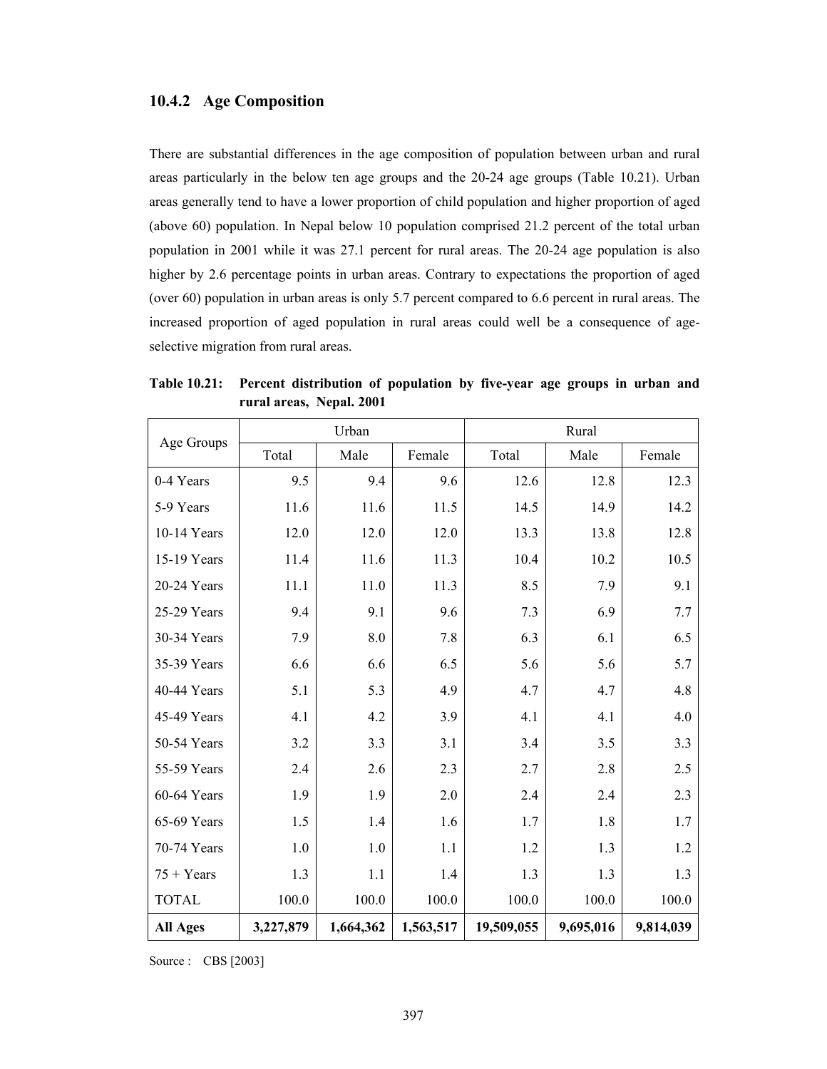### 10.4.2 Age Composition

There are substantial differences in the age composition of population between urban and rural areas particularly in the below ten age groups and the 20-24 age groups (Table 10.21). Urban areas generally tend to have a lower proportion of child population and higher proportion of aged (above 60) population. In Nepal below 10 population comprised 21.2 percent of the total urban population in 2001 while it was 27.1 percent for rural areas. The 20-24 age population is also higher by 2.6 percentage points in urban areas. Contrary to expectations the proportion of aged (over 60) population in urban areas is only 5.7 percent compared to 6.6 percent in rural areas. The increased proportion of aged population in rural areas could well be a consequence of age-selective migration from rural areas.

**Table 10.21: Percent distribution of population by five-year age groups in urban and rural areas, Nepal. 2001**

| Age Groups | Urban | | | Rural | | |
|---|---|---|---|---|---|---|
| | Total | Male | Female | Total | Male | Female |
| 0-4 Years | 9.5 | 9.4 | 9.6 | 12.6 | 12.8 | 12.3 |
| 5-9 Years | 11.6 | 11.6 | 11.5 | 14.5 | 14.9 | 14.2 |
| 10-14 Years | 12.0 | 12.0 | 12.0 | 13.3 | 13.8 | 12.8 |
| 15-19 Years | 11.4 | 11.6 | 11.3 | 10.4 | 10.2 | 10.5 |
| 20-24 Years | 11.1 | 11.0 | 11.3 | 8.5 | 7.9 | 9.1 |
| 25-29 Years | 9.4 | 9.1 | 9.6 | 7.3 | 6.9 | 7.7 |
| 30-34 Years | 7.9 | 8.0 | 7.8 | 6.3 | 6.1 | 6.5 |
| 35-39 Years | 6.6 | 6.6 | 6.5 | 5.6 | 5.6 | 5.7 |
| 40-44 Years | 5.1 | 5.3 | 4.9 | 4.7 | 4.7 | 4.8 |
| 45-49 Years | 4.1 | 4.2 | 3.9 | 4.1 | 4.1 | 4.0 |
| 50-54 Years | 3.2 | 3.3 | 3.1 | 3.4 | 3.5 | 3.3 |
| 55-59 Years | 2.4 | 2.6 | 2.3 | 2.7 | 2.8 | 2.5 |
| 60-64 Years | 1.9 | 1.9 | 2.0 | 2.4 | 2.4 | 2.3 |
| 65-69 Years | 1.5 | 1.4 | 1.6 | 1.7 | 1.8 | 1.7 |
| 70-74 Years | 1.0 | 1.0 | 1.1 | 1.2 | 1.3 | 1.2 |
| 75 + Years | 1.3 | 1.1 | 1.4 | 1.3 | 1.3 | 1.3 |
| TOTAL | 100.0 | 100.0 | 100.0 | 100.0 | 100.0 | 100.0 |
| **All Ages** | **3,227,879** | **1,664,362** | **1,563,517** | **19,509,055** | **9,695,016** | **9,814,039** |

Source : CBS [2003]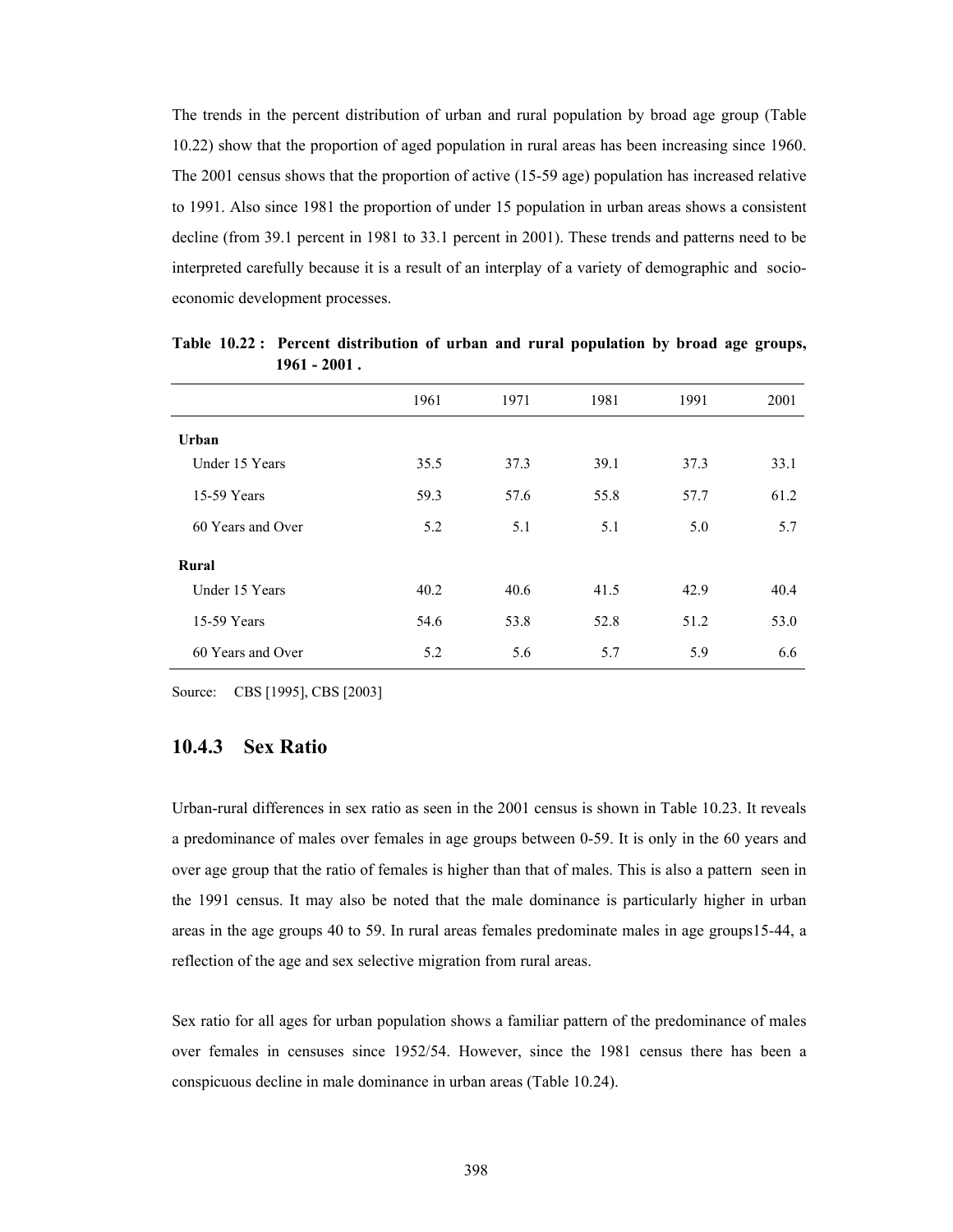The trends in the percent distribution of urban and rural population by broad age group (Table 10.22) show that the proportion of aged population in rural areas has been increasing since 1960. The 2001 census shows that the proportion of active (15-59 age) population has increased relative to 1991. Also since 1981 the proportion of under 15 population in urban areas shows a consistent decline (from 39.1 percent in 1981 to 33.1 percent in 2001). These trends and patterns need to be interpreted carefully because it is a result of an interplay of a variety of demographic and socio-economic development processes.

**Table 10.22 : Percent distribution of urban and rural population by broad age groups, 1961 - 2001 .**

| | 1961 | 1971 | 1981 | 1991 | 2001 |
|---|---|---|---|---|---|
| **Urban** | | | | | |
| Under 15 Years | 35.5 | 37.3 | 39.1 | 37.3 | 33.1 |
| 15-59 Years | 59.3 | 57.6 | 55.8 | 57.7 | 61.2 |
| 60 Years and Over | 5.2 | 5.1 | 5.1 | 5.0 | 5.7 |
| **Rural** | | | | | |
| Under 15 Years | 40.2 | 40.6 | 41.5 | 42.9 | 40.4 |
| 15-59 Years | 54.6 | 53.8 | 52.8 | 51.2 | 53.0 |
| 60 Years and Over | 5.2 | 5.6 | 5.7 | 5.9 | 6.6 |

Source: CBS [1995], CBS [2003]

### 10.4.3 Sex Ratio

Urban-rural differences in sex ratio as seen in the 2001 census is shown in Table 10.23. It reveals a predominance of males over females in age groups between 0-59. It is only in the 60 years and over age group that the ratio of females is higher than that of males. This is also a pattern seen in the 1991 census. It may also be noted that the male dominance is particularly higher in urban areas in the age groups 40 to 59. In rural areas females predominate males in age groups15-44, a reflection of the age and sex selective migration from rural areas.

Sex ratio for all ages for urban population shows a familiar pattern of the predominance of males over females in censuses since 1952/54. However, since the 1981 census there has been a conspicuous decline in male dominance in urban areas (Table 10.24).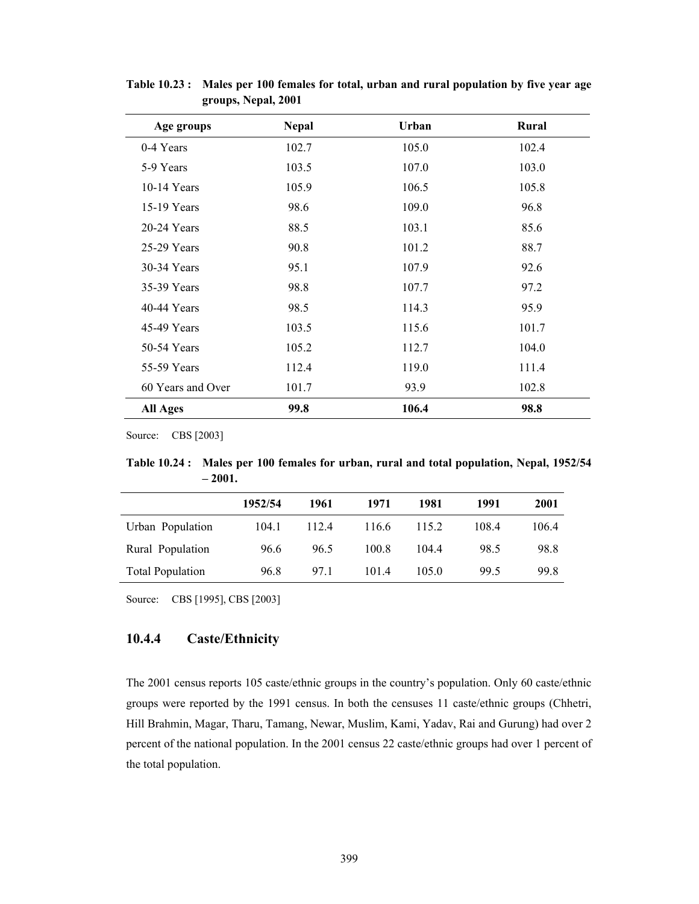**Table 10.23 : Males per 100 females for total, urban and rural population by five year age groups, Nepal, 2001**

| Age groups | Nepal | Urban | Rural |
|---|---|---|---|
| 0-4 Years | 102.7 | 105.0 | 102.4 |
| 5-9 Years | 103.5 | 107.0 | 103.0 |
| 10-14 Years | 105.9 | 106.5 | 105.8 |
| 15-19 Years | 98.6 | 109.0 | 96.8 |
| 20-24 Years | 88.5 | 103.1 | 85.6 |
| 25-29 Years | 90.8 | 101.2 | 88.7 |
| 30-34 Years | 95.1 | 107.9 | 92.6 |
| 35-39 Years | 98.8 | 107.7 | 97.2 |
| 40-44 Years | 98.5 | 114.3 | 95.9 |
| 45-49 Years | 103.5 | 115.6 | 101.7 |
| 50-54 Years | 105.2 | 112.7 | 104.0 |
| 55-59 Years | 112.4 | 119.0 | 111.4 |
| 60 Years and Over | 101.7 | 93.9 | 102.8 |
| **All Ages** | **99.8** | **106.4** | **98.8** |

Source: CBS [2003]

**Table 10.24 : Males per 100 females for urban, rural and total population, Nepal, 1952/54 – 2001.**

| | 1952/54 | 1961 | 1971 | 1981 | 1991 | 2001 |
|---|---|---|---|---|---|---|
| Urban Population | 104.1 | 112.4 | 116.6 | 115.2 | 108.4 | 106.4 |
| Rural Population | 96.6 | 96.5 | 100.8 | 104.4 | 98.5 | 98.8 |
| Total Population | 96.8 | 97.1 | 101.4 | 105.0 | 99.5 | 99.8 |

Source: CBS [1995], CBS [2003]

### 10.4.4 Caste/Ethnicity

The 2001 census reports 105 caste/ethnic groups in the country's population. Only 60 caste/ethnic groups were reported by the 1991 census. In both the censuses 11 caste/ethnic groups (Chhetri, Hill Brahmin, Magar, Tharu, Tamang, Newar, Muslim, Kami, Yadav, Rai and Gurung) had over 2 percent of the national population. In the 2001 census 22 caste/ethnic groups had over 1 percent of the total population.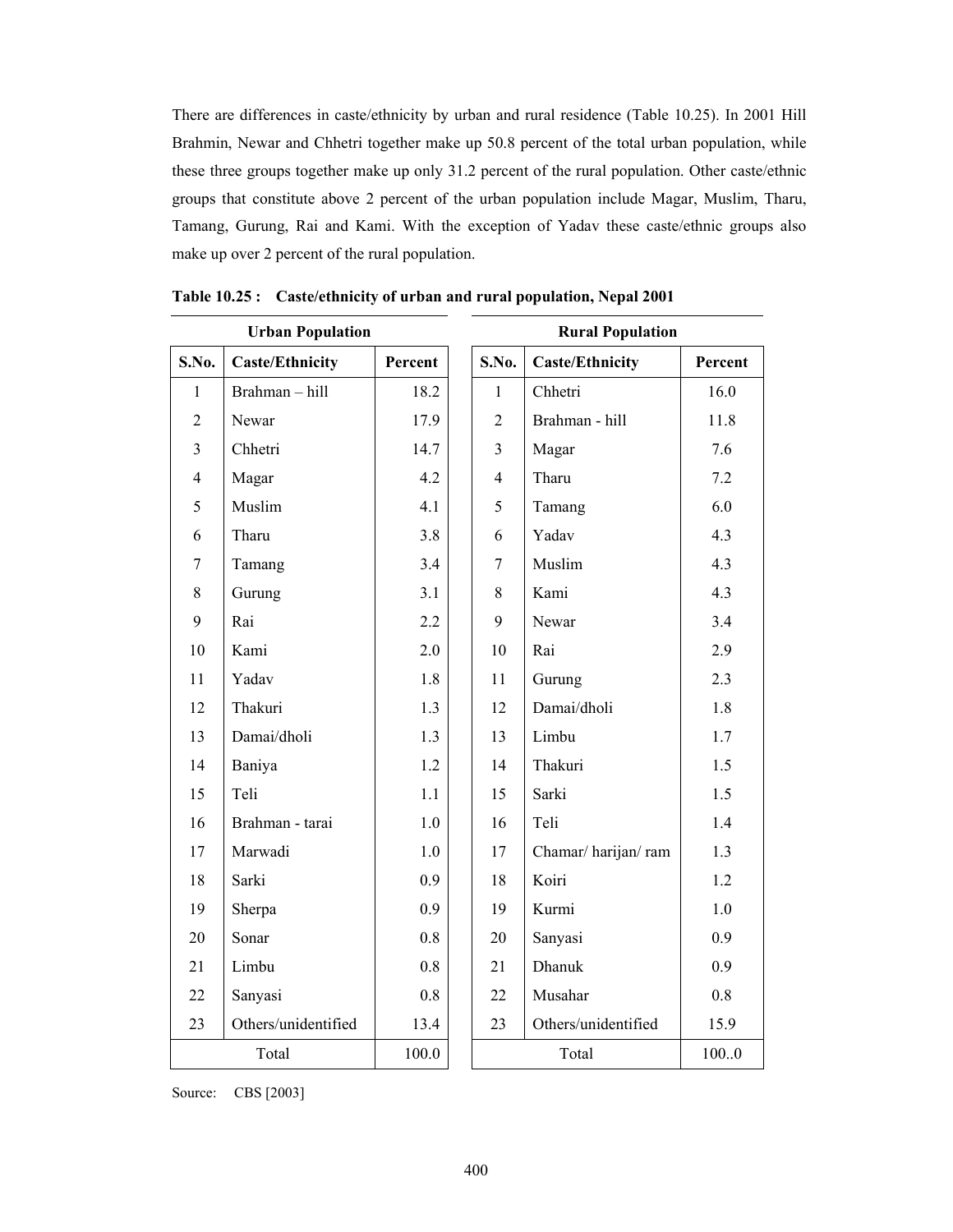There are differences in caste/ethnicity by urban and rural residence (Table 10.25). In 2001 Hill Brahmin, Newar and Chhetri together make up 50.8 percent of the total urban population, while these three groups together make up only 31.2 percent of the rural population. Other caste/ethnic groups that constitute above 2 percent of the urban population include Magar, Muslim, Tharu, Tamang, Gurung, Rai and Kami. With the exception of Yadav these caste/ethnic groups also make up over 2 percent of the rural population.

**Table 10.25 : Caste/ethnicity of urban and rural population, Nepal 2001**

| Urban Population | | | Rural Population | | |
|---|---|---|---|---|---|
| **S.No.** | **Caste/Ethnicity** | **Percent** | **S.No.** | **Caste/Ethnicity** | **Percent** |
| 1 | Brahman – hill | 18.2 | 1 | Chhetri | 16.0 |
| 2 | Newar | 17.9 | 2 | Brahman - hill | 11.8 |
| 3 | Chhetri | 14.7 | 3 | Magar | 7.6 |
| 4 | Magar | 4.2 | 4 | Tharu | 7.2 |
| 5 | Muslim | 4.1 | 5 | Tamang | 6.0 |
| 6 | Tharu | 3.8 | 6 | Yadav | 4.3 |
| 7 | Tamang | 3.4 | 7 | Muslim | 4.3 |
| 8 | Gurung | 3.1 | 8 | Kami | 4.3 |
| 9 | Rai | 2.2 | 9 | Newar | 3.4 |
| 10 | Kami | 2.0 | 10 | Rai | 2.9 |
| 11 | Yadav | 1.8 | 11 | Gurung | 2.3 |
| 12 | Thakuri | 1.3 | 12 | Damai/dholi | 1.8 |
| 13 | Damai/dholi | 1.3 | 13 | Limbu | 1.7 |
| 14 | Baniya | 1.2 | 14 | Thakuri | 1.5 |
| 15 | Teli | 1.1 | 15 | Sarki | 1.5 |
| 16 | Brahman - tarai | 1.0 | 16 | Teli | 1.4 |
| 17 | Marwadi | 1.0 | 17 | Chamar/ harijan/ ram | 1.3 |
| 18 | Sarki | 0.9 | 18 | Koiri | 1.2 |
| 19 | Sherpa | 0.9 | 19 | Kurmi | 1.0 |
| 20 | Sonar | 0.8 | 20 | Sanyasi | 0.9 |
| 21 | Limbu | 0.8 | 21 | Dhanuk | 0.9 |
| 22 | Sanyasi | 0.8 | 22 | Musahar | 0.8 |
| 23 | Others/unidentified | 13.4 | 23 | Others/unidentified | 15.9 |
| Total | | 100.0 | Total | | 100..0 |

Source: CBS [2003]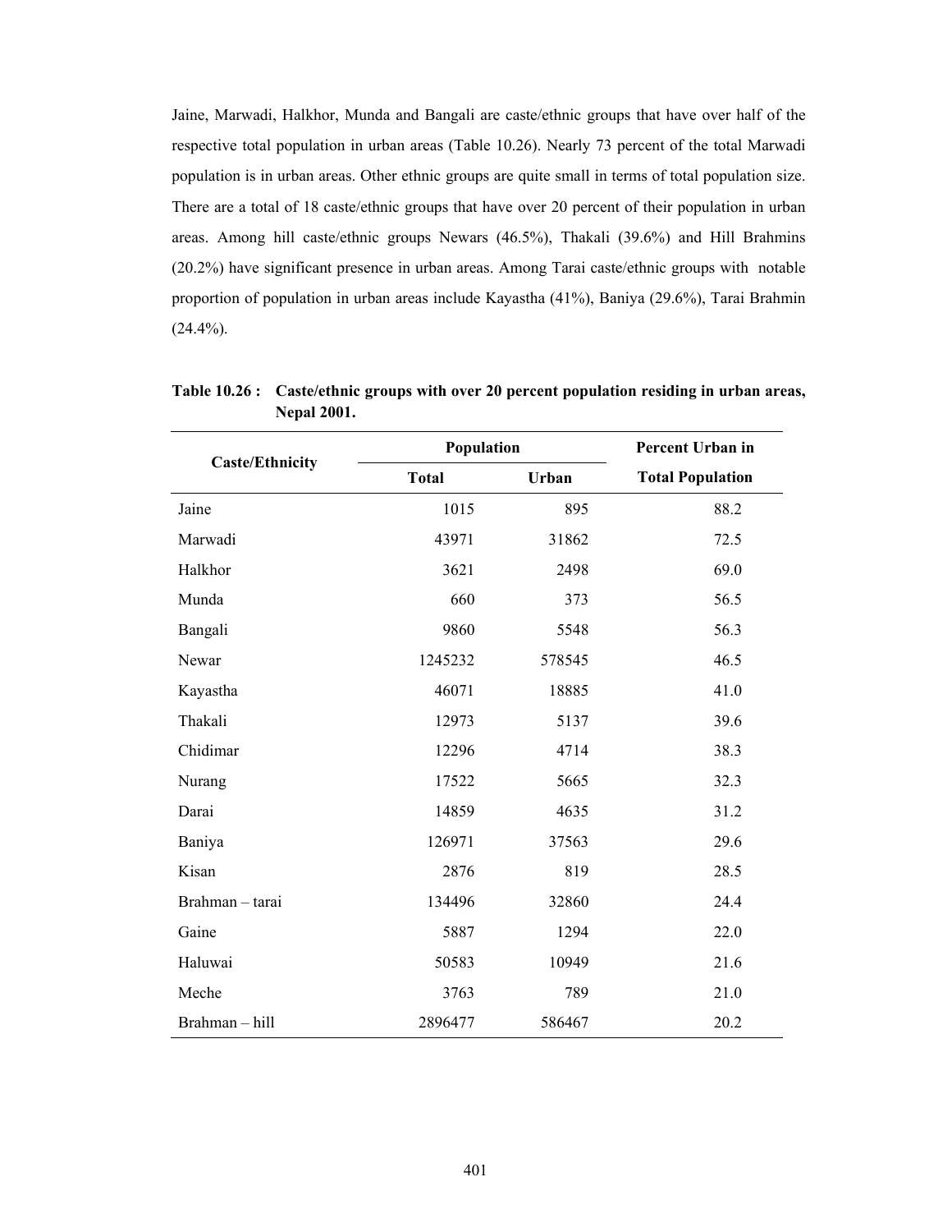Jaine, Marwadi, Halkhor, Munda and Bangali are caste/ethnic groups that have over half of the respective total population in urban areas (Table 10.26). Nearly 73 percent of the total Marwadi population is in urban areas. Other ethnic groups are quite small in terms of total population size. There are a total of 18 caste/ethnic groups that have over 20 percent of their population in urban areas. Among hill caste/ethnic groups Newars (46.5%), Thakali (39.6%) and Hill Brahmins (20.2%) have significant presence in urban areas. Among Tarai caste/ethnic groups with notable proportion of population in urban areas include Kayastha (41%), Baniya (29.6%), Tarai Brahmin (24.4%).

**Table 10.26 : Caste/ethnic groups with over 20 percent population residing in urban areas, Nepal 2001.**

| Caste/Ethnicity | Population | | Percent Urban in |
|---|---|---|---|
| | Total | Urban | Total Population |
| Jaine | 1015 | 895 | 88.2 |
| Marwadi | 43971 | 31862 | 72.5 |
| Halkhor | 3621 | 2498 | 69.0 |
| Munda | 660 | 373 | 56.5 |
| Bangali | 9860 | 5548 | 56.3 |
| Newar | 1245232 | 578545 | 46.5 |
| Kayastha | 46071 | 18885 | 41.0 |
| Thakali | 12973 | 5137 | 39.6 |
| Chidimar | 12296 | 4714 | 38.3 |
| Nurang | 17522 | 5665 | 32.3 |
| Darai | 14859 | 4635 | 31.2 |
| Baniya | 126971 | 37563 | 29.6 |
| Kisan | 2876 | 819 | 28.5 |
| Brahman – tarai | 134496 | 32860 | 24.4 |
| Gaine | 5887 | 1294 | 22.0 |
| Haluwai | 50583 | 10949 | 21.6 |
| Meche | 3763 | 789 | 21.0 |
| Brahman – hill | 2896477 | 586467 | 20.2 |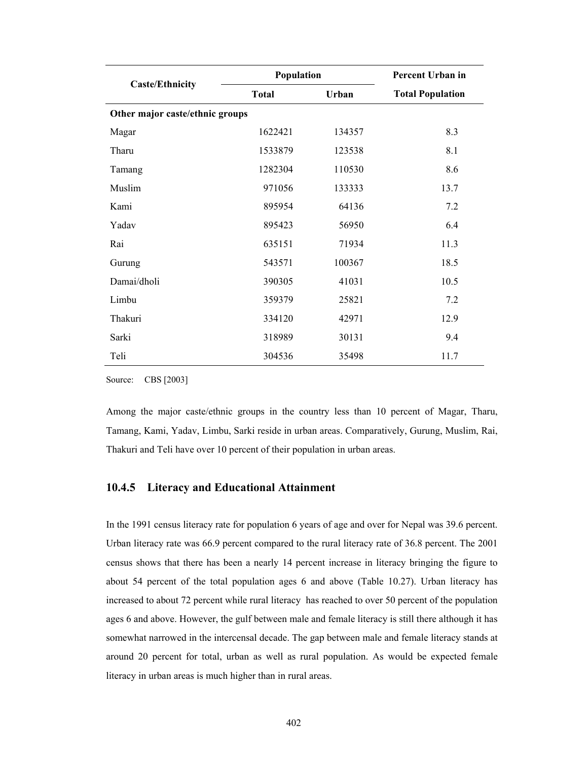| Caste/Ethnicity | Population | | Percent Urban in Total Population |
|---|---|---|---|
| | Total | Urban | |
| **Other major caste/ethnic groups** | | | |
| Magar | 1622421 | 134357 | 8.3 |
| Tharu | 1533879 | 123538 | 8.1 |
| Tamang | 1282304 | 110530 | 8.6 |
| Muslim | 971056 | 133333 | 13.7 |
| Kami | 895954 | 64136 | 7.2 |
| Yadav | 895423 | 56950 | 6.4 |
| Rai | 635151 | 71934 | 11.3 |
| Gurung | 543571 | 100367 | 18.5 |
| Damai/dholi | 390305 | 41031 | 10.5 |
| Limbu | 359379 | 25821 | 7.2 |
| Thakuri | 334120 | 42971 | 12.9 |
| Sarki | 318989 | 30131 | 9.4 |
| Teli | 304536 | 35498 | 11.7 |

Source: CBS [2003]

Among the major caste/ethnic groups in the country less than 10 percent of Magar, Tharu, Tamang, Kami, Yadav, Limbu, Sarki reside in urban areas. Comparatively, Gurung, Muslim, Rai, Thakuri and Teli have over 10 percent of their population in urban areas.

### 10.4.5 Literacy and Educational Attainment

In the 1991 census literacy rate for population 6 years of age and over for Nepal was 39.6 percent. Urban literacy rate was 66.9 percent compared to the rural literacy rate of 36.8 percent. The 2001 census shows that there has been a nearly 14 percent increase in literacy bringing the figure to about 54 percent of the total population ages 6 and above (Table 10.27). Urban literacy has increased to about 72 percent while rural literacy has reached to over 50 percent of the population ages 6 and above. However, the gulf between male and female literacy is still there although it has somewhat narrowed in the intercensal decade. The gap between male and female literacy stands at around 20 percent for total, urban as well as rural population. As would be expected female literacy in urban areas is much higher than in rural areas.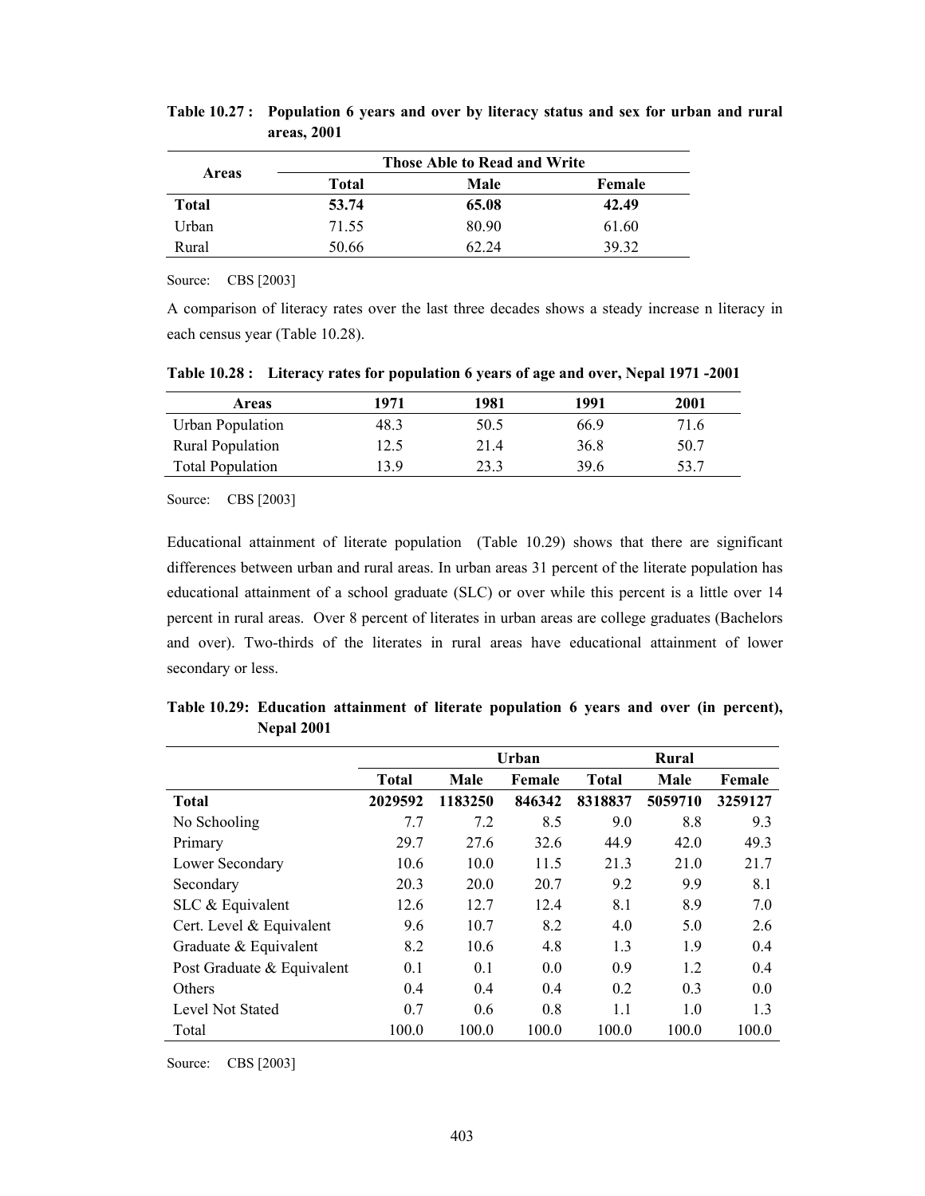**Table 10.27 : Population 6 years and over by literacy status and sex for urban and rural areas, 2001**

| Areas | Those Able to Read and Write | | |
|---|---|---|---|
| | Total | Male | Female |
| **Total** | **53.74** | **65.08** | **42.49** |
| Urban | 71.55 | 80.90 | 61.60 |
| Rural | 50.66 | 62.24 | 39.32 |

Source: CBS [2003]

A comparison of literacy rates over the last three decades shows a steady increase n literacy in each census year (Table 10.28).

**Table 10.28 : Literacy rates for population 6 years of age and over, Nepal 1971 -2001**

| Areas | 1971 | 1981 | 1991 | 2001 |
|---|---|---|---|---|
| Urban Population | 48.3 | 50.5 | 66.9 | 71.6 |
| Rural Population | 12.5 | 21.4 | 36.8 | 50.7 |
| Total Population | 13.9 | 23.3 | 39.6 | 53.7 |

Source: CBS [2003]

Educational attainment of literate population (Table 10.29) shows that there are significant differences between urban and rural areas. In urban areas 31 percent of the literate population has educational attainment of a school graduate (SLC) or over while this percent is a little over 14 percent in rural areas. Over 8 percent of literates in urban areas are college graduates (Bachelors and over). Two-thirds of the literates in rural areas have educational attainment of lower secondary or less.

**Table 10.29: Education attainment of literate population 6 years and over (in percent), Nepal 2001**

| | Urban | | | Rural | | |
|---|---|---|---|---|---|---|
| | Total | Male | Female | Total | Male | Female |
| **Total** | **2029592** | **1183250** | **846342** | **8318837** | **5059710** | **3259127** |
| No Schooling | 7.7 | 7.2 | 8.5 | 9.0 | 8.8 | 9.3 |
| Primary | 29.7 | 27.6 | 32.6 | 44.9 | 42.0 | 49.3 |
| Lower Secondary | 10.6 | 10.0 | 11.5 | 21.3 | 21.0 | 21.7 |
| Secondary | 20.3 | 20.0 | 20.7 | 9.2 | 9.9 | 8.1 |
| SLC & Equivalent | 12.6 | 12.7 | 12.4 | 8.1 | 8.9 | 7.0 |
| Cert. Level & Equivalent | 9.6 | 10.7 | 8.2 | 4.0 | 5.0 | 2.6 |
| Graduate & Equivalent | 8.2 | 10.6 | 4.8 | 1.3 | 1.9 | 0.4 |
| Post Graduate & Equivalent | 0.1 | 0.1 | 0.0 | 0.9 | 1.2 | 0.4 |
| Others | 0.4 | 0.4 | 0.4 | 0.2 | 0.3 | 0.0 |
| Level Not Stated | 0.7 | 0.6 | 0.8 | 1.1 | 1.0 | 1.3 |
| Total | 100.0 | 100.0 | 100.0 | 100.0 | 100.0 | 100.0 |

Source: CBS [2003]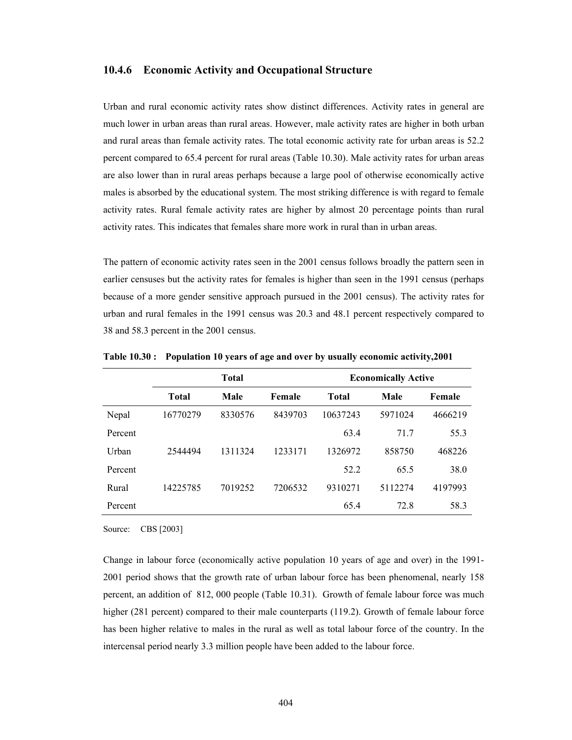### 10.4.6 Economic Activity and Occupational Structure

Urban and rural economic activity rates show distinct differences. Activity rates in general are much lower in urban areas than rural areas. However, male activity rates are higher in both urban and rural areas than female activity rates. The total economic activity rate for urban areas is 52.2 percent compared to 65.4 percent for rural areas (Table 10.30). Male activity rates for urban areas are also lower than in rural areas perhaps because a large pool of otherwise economically active males is absorbed by the educational system. The most striking difference is with regard to female activity rates. Rural female activity rates are higher by almost 20 percentage points than rural activity rates. This indicates that females share more work in rural than in urban areas.

The pattern of economic activity rates seen in the 2001 census follows broadly the pattern seen in earlier censuses but the activity rates for females is higher than seen in the 1991 census (perhaps because of a more gender sensitive approach pursued in the 2001 census). The activity rates for urban and rural females in the 1991 census was 20.3 and 48.1 percent respectively compared to 38 and 58.3 percent in the 2001 census.

**Table 10.30 : Population 10 years of age and over by usually economic activity,2001**

| | Total | | | Economically Active | | |
|---|---|---|---|---|---|---|
| | **Total** | **Male** | **Female** | **Total** | **Male** | **Female** |
| Nepal | 16770279 | 8330576 | 8439703 | 10637243 | 5971024 | 4666219 |
| Percent | | | | 63.4 | 71.7 | 55.3 |
| Urban | 2544494 | 1311324 | 1233171 | 1326972 | 858750 | 468226 |
| Percent | | | | 52.2 | 65.5 | 38.0 |
| Rural | 14225785 | 7019252 | 7206532 | 9310271 | 5112274 | 4197993 |
| Percent | | | | 65.4 | 72.8 | 58.3 |

Source: CBS [2003]

Change in labour force (economically active population 10 years of age and over) in the 1991-2001 period shows that the growth rate of urban labour force has been phenomenal, nearly 158 percent, an addition of 812, 000 people (Table 10.31). Growth of female labour force was much higher (281 percent) compared to their male counterparts (119.2). Growth of female labour force has been higher relative to males in the rural as well as total labour force of the country. In the intercensal period nearly 3.3 million people have been added to the labour force.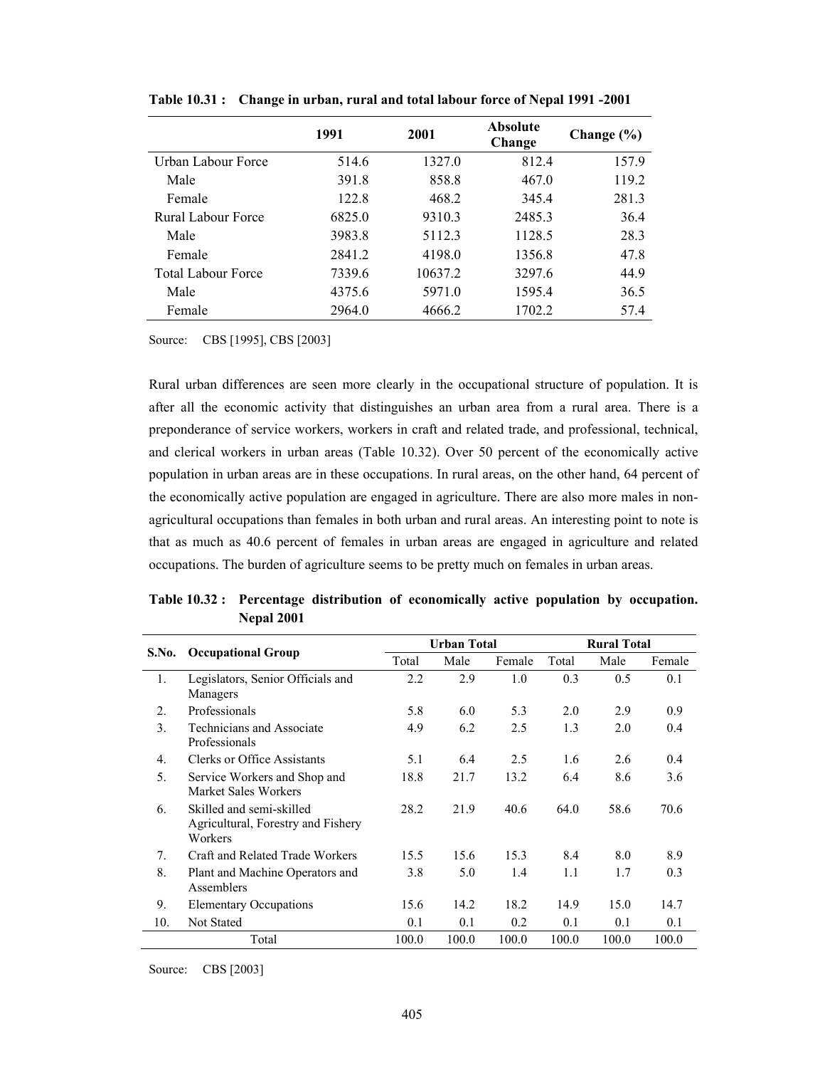**Table 10.31 : Change in urban, rural and total labour force of Nepal 1991 -2001**

| | 1991 | 2001 | Absolute Change | Change (%) |
|---|---|---|---|---|
| Urban Labour Force | 514.6 | 1327.0 | 812.4 | 157.9 |
| Male | 391.8 | 858.8 | 467.0 | 119.2 |
| Female | 122.8 | 468.2 | 345.4 | 281.3 |
| Rural Labour Force | 6825.0 | 9310.3 | 2485.3 | 36.4 |
| Male | 3983.8 | 5112.3 | 1128.5 | 28.3 |
| Female | 2841.2 | 4198.0 | 1356.8 | 47.8 |
| Total Labour Force | 7339.6 | 10637.2 | 3297.6 | 44.9 |
| Male | 4375.6 | 5971.0 | 1595.4 | 36.5 |
| Female | 2964.0 | 4666.2 | 1702.2 | 57.4 |

Source: CBS [1995], CBS [2003]

Rural urban differences are seen more clearly in the occupational structure of population. It is after all the economic activity that distinguishes an urban area from a rural area. There is a preponderance of service workers, workers in craft and related trade, and professional, technical, and clerical workers in urban areas (Table 10.32). Over 50 percent of the economically active population in urban areas are in these occupations. In rural areas, on the other hand, 64 percent of the economically active population are engaged in agriculture. There are also more males in non-agricultural occupations than females in both urban and rural areas. An interesting point to note is that as much as 40.6 percent of females in urban areas are engaged in agriculture and related occupations. The burden of agriculture seems to be pretty much on females in urban areas.

**Table 10.32 : Percentage distribution of economically active population by occupation. Nepal 2001**

| S.No. | Occupational Group | Urban Total | | | Rural Total | | |
|---|---|---|---|---|---|---|---|
| | | Total | Male | Female | Total | Male | Female |
| 1. | Legislators, Senior Officials and Managers | 2.2 | 2.9 | 1.0 | 0.3 | 0.5 | 0.1 |
| 2. | Professionals | 5.8 | 6.0 | 5.3 | 2.0 | 2.9 | 0.9 |
| 3. | Technicians and Associate Professionals | 4.9 | 6.2 | 2.5 | 1.3 | 2.0 | 0.4 |
| 4. | Clerks or Office Assistants | 5.1 | 6.4 | 2.5 | 1.6 | 2.6 | 0.4 |
| 5. | Service Workers and Shop and Market Sales Workers | 18.8 | 21.7 | 13.2 | 6.4 | 8.6 | 3.6 |
| 6. | Skilled and semi-skilled Agricultural, Forestry and Fishery Workers | 28.2 | 21.9 | 40.6 | 64.0 | 58.6 | 70.6 |
| 7. | Craft and Related Trade Workers | 15.5 | 15.6 | 15.3 | 8.4 | 8.0 | 8.9 |
| 8. | Plant and Machine Operators and Assemblers | 3.8 | 5.0 | 1.4 | 1.1 | 1.7 | 0.3 |
| 9. | Elementary Occupations | 15.6 | 14.2 | 18.2 | 14.9 | 15.0 | 14.7 |
| 10. | Not Stated | 0.1 | 0.1 | 0.2 | 0.1 | 0.1 | 0.1 |
| | Total | 100.0 | 100.0 | 100.0 | 100.0 | 100.0 | 100.0 |

Source: CBS [2003]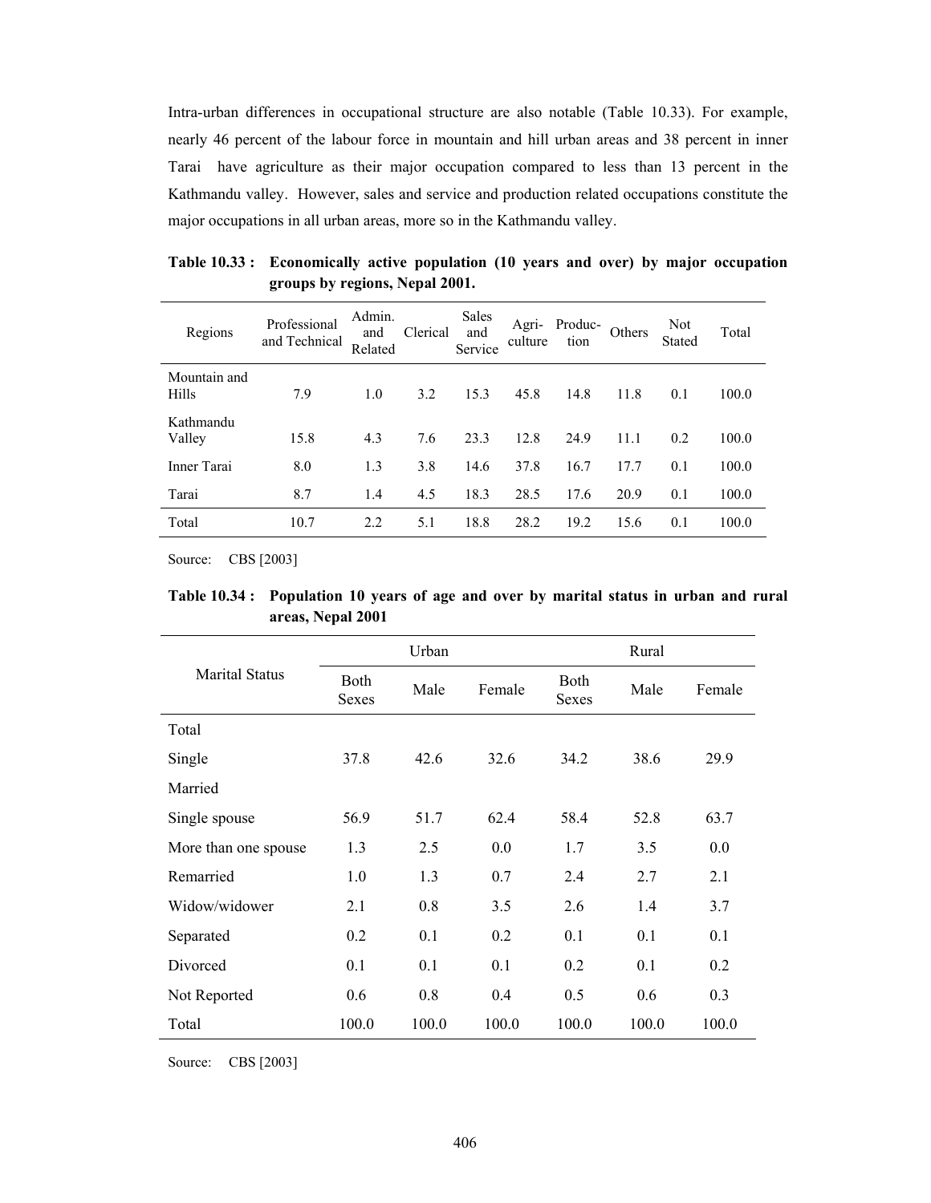Intra-urban differences in occupational structure are also notable (Table 10.33). For example, nearly 46 percent of the labour force in mountain and hill urban areas and 38 percent in inner Tarai have agriculture as their major occupation compared to less than 13 percent in the Kathmandu valley. However, sales and service and production related occupations constitute the major occupations in all urban areas, more so in the Kathmandu valley.

**Table 10.33 : Economically active population (10 years and over) by major occupation groups by regions, Nepal 2001.**

| Regions | Professional and Technical | Admin. and Related | Clerical | Sales and Service | Agri-culture | Produc-tion | Others | Not Stated | Total |
|---|---|---|---|---|---|---|---|---|---|
| Mountain and Hills | 7.9 | 1.0 | 3.2 | 15.3 | 45.8 | 14.8 | 11.8 | 0.1 | 100.0 |
| Kathmandu Valley | 15.8 | 4.3 | 7.6 | 23.3 | 12.8 | 24.9 | 11.1 | 0.2 | 100.0 |
| Inner Tarai | 8.0 | 1.3 | 3.8 | 14.6 | 37.8 | 16.7 | 17.7 | 0.1 | 100.0 |
| Tarai | 8.7 | 1.4 | 4.5 | 18.3 | 28.5 | 17.6 | 20.9 | 0.1 | 100.0 |
| Total | 10.7 | 2.2 | 5.1 | 18.8 | 28.2 | 19.2 | 15.6 | 0.1 | 100.0 |

Source: CBS [2003]

**Table 10.34 : Population 10 years of age and over by marital status in urban and rural areas, Nepal 2001**

| Marital Status | Urban | | | Rural | | |
|---|---|---|---|---|---|---|
| | Both Sexes | Male | Female | Both Sexes | Male | Female |
| Total | | | | | | |
| Single | 37.8 | 42.6 | 32.6 | 34.2 | 38.6 | 29.9 |
| Married | | | | | | |
| Single spouse | 56.9 | 51.7 | 62.4 | 58.4 | 52.8 | 63.7 |
| More than one spouse | 1.3 | 2.5 | 0.0 | 1.7 | 3.5 | 0.0 |
| Remarried | 1.0 | 1.3 | 0.7 | 2.4 | 2.7 | 2.1 |
| Widow/widower | 2.1 | 0.8 | 3.5 | 2.6 | 1.4 | 3.7 |
| Separated | 0.2 | 0.1 | 0.2 | 0.1 | 0.1 | 0.1 |
| Divorced | 0.1 | 0.1 | 0.1 | 0.2 | 0.1 | 0.2 |
| Not Reported | 0.6 | 0.8 | 0.4 | 0.5 | 0.6 | 0.3 |
| Total | 100.0 | 100.0 | 100.0 | 100.0 | 100.0 | 100.0 |

Source: CBS [2003]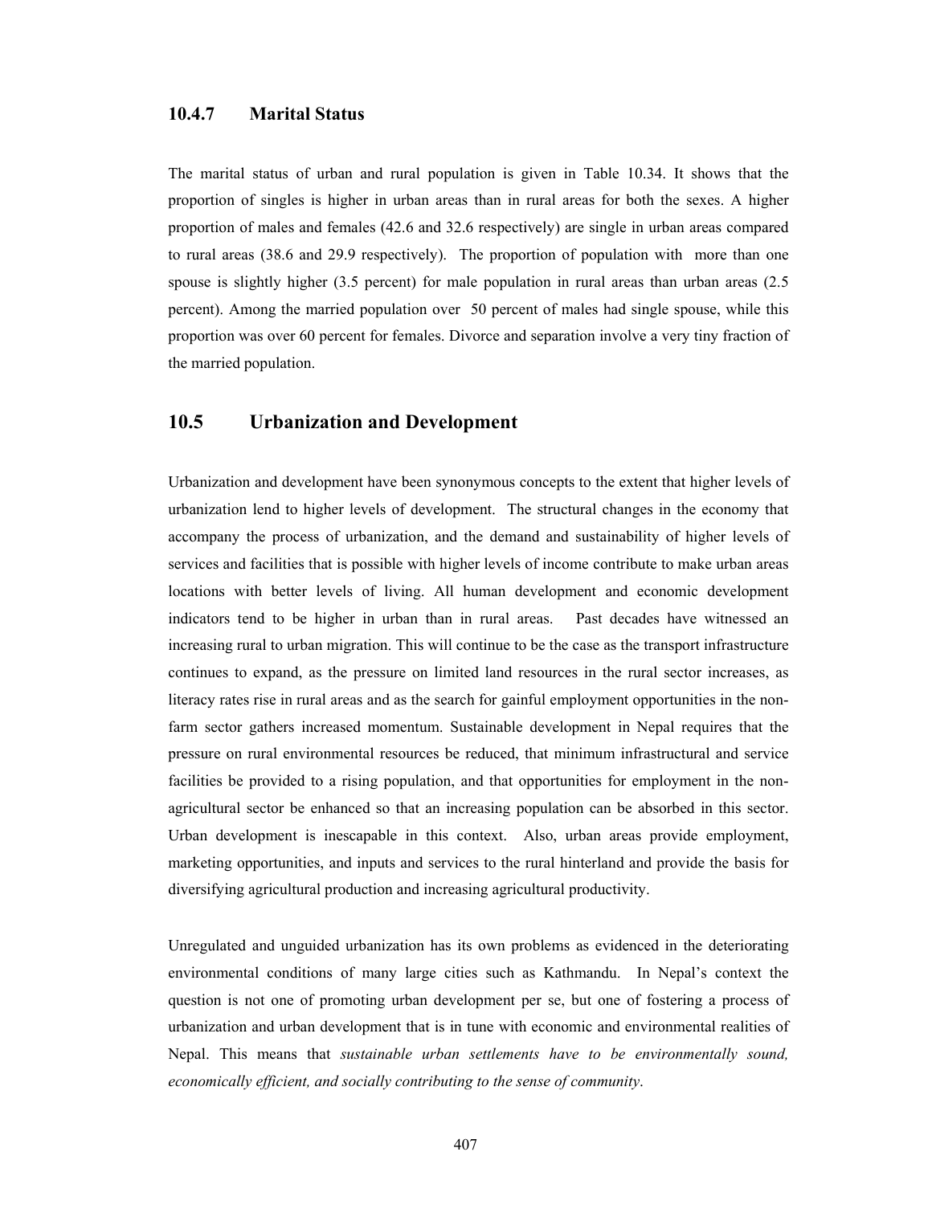### 10.4.7 Marital Status

The marital status of urban and rural population is given in Table 10.34. It shows that the proportion of singles is higher in urban areas than in rural areas for both the sexes. A higher proportion of males and females (42.6 and 32.6 respectively) are single in urban areas compared to rural areas (38.6 and 29.9 respectively). The proportion of population with more than one spouse is slightly higher (3.5 percent) for male population in rural areas than urban areas (2.5 percent). Among the married population over 50 percent of males had single spouse, while this proportion was over 60 percent for females. Divorce and separation involve a very tiny fraction of the married population.

## 10.5 Urbanization and Development

Urbanization and development have been synonymous concepts to the extent that higher levels of urbanization lend to higher levels of development. The structural changes in the economy that accompany the process of urbanization, and the demand and sustainability of higher levels of services and facilities that is possible with higher levels of income contribute to make urban areas locations with better levels of living. All human development and economic development indicators tend to be higher in urban than in rural areas. Past decades have witnessed an increasing rural to urban migration. This will continue to be the case as the transport infrastructure continues to expand, as the pressure on limited land resources in the rural sector increases, as literacy rates rise in rural areas and as the search for gainful employment opportunities in the non-farm sector gathers increased momentum. Sustainable development in Nepal requires that the pressure on rural environmental resources be reduced, that minimum infrastructural and service facilities be provided to a rising population, and that opportunities for employment in the non-agricultural sector be enhanced so that an increasing population can be absorbed in this sector. Urban development is inescapable in this context. Also, urban areas provide employment, marketing opportunities, and inputs and services to the rural hinterland and provide the basis for diversifying agricultural production and increasing agricultural productivity.

Unregulated and unguided urbanization has its own problems as evidenced in the deteriorating environmental conditions of many large cities such as Kathmandu. In Nepal's context the question is not one of promoting urban development per se, but one of fostering a process of urbanization and urban development that is in tune with economic and environmental realities of Nepal. This means that *sustainable urban settlements have to be environmentally sound, economically efficient, and socially contributing to the sense of community*.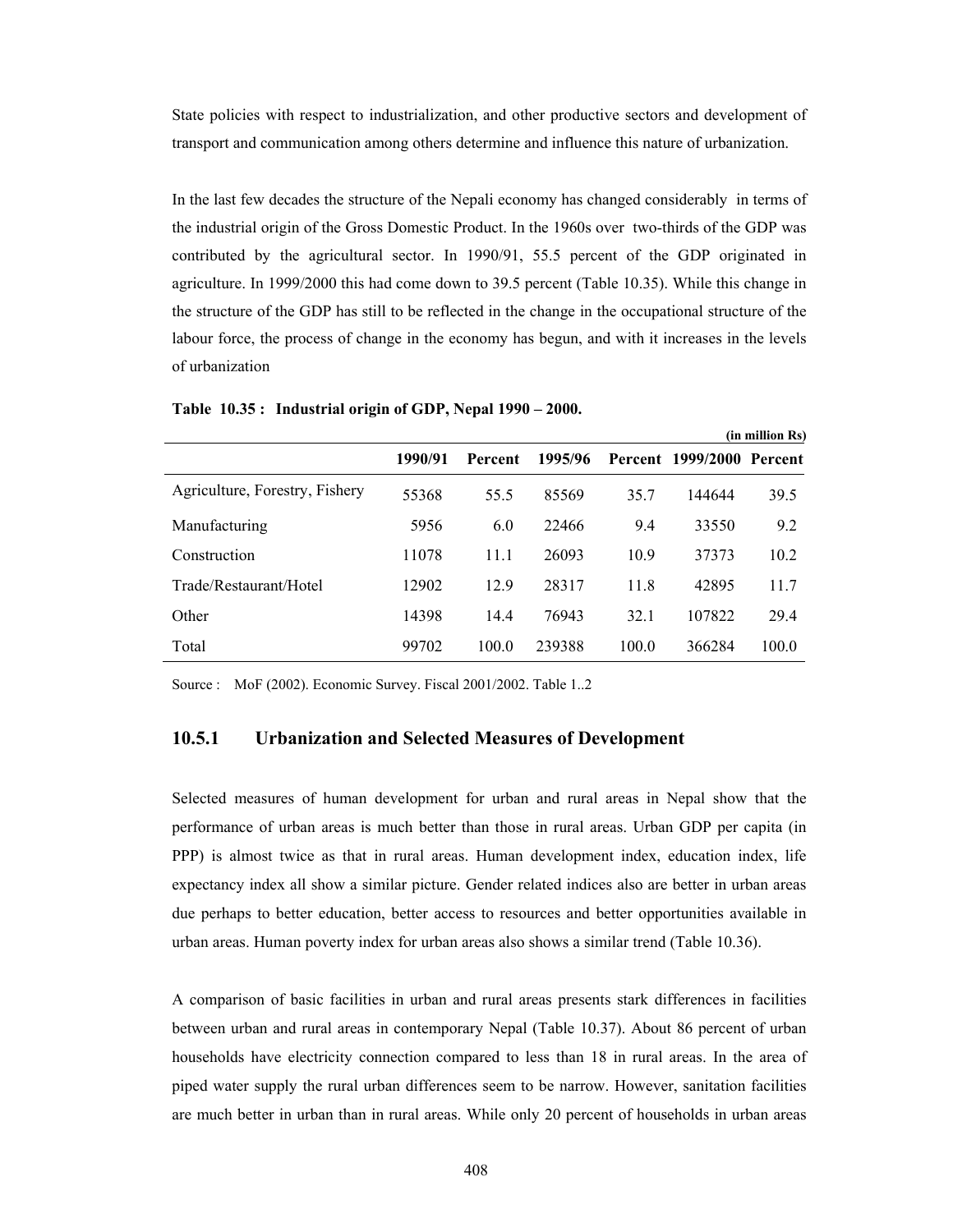State policies with respect to industrialization, and other productive sectors and development of transport and communication among others determine and influence this nature of urbanization.

In the last few decades the structure of the Nepali economy has changed considerably in terms of the industrial origin of the Gross Domestic Product. In the 1960s over two-thirds of the GDP was contributed by the agricultural sector. In 1990/91, 55.5 percent of the GDP originated in agriculture. In 1999/2000 this had come down to 39.5 percent (Table 10.35). While this change in the structure of the GDP has still to be reflected in the change in the occupational structure of the labour force, the process of change in the economy has begun, and with it increases in the levels of urbanization

**Table 10.35 : Industrial origin of GDP, Nepal 1990 – 2000.**

**(in million Rs)**

| | 1990/91 | Percent | 1995/96 | Percent | 1999/2000 | Percent |
|---|---|---|---|---|---|---|
| Agriculture, Forestry, Fishery | 55368 | 55.5 | 85569 | 35.7 | 144644 | 39.5 |
| Manufacturing | 5956 | 6.0 | 22466 | 9.4 | 33550 | 9.2 |
| Construction | 11078 | 11.1 | 26093 | 10.9 | 37373 | 10.2 |
| Trade/Restaurant/Hotel | 12902 | 12.9 | 28317 | 11.8 | 42895 | 11.7 |
| Other | 14398 | 14.4 | 76943 | 32.1 | 107822 | 29.4 |
| Total | 99702 | 100.0 | 239388 | 100.0 | 366284 | 100.0 |

Source : MoF (2002). Economic Survey. Fiscal 2001/2002. Table 1..2

### 10.5.1 Urbanization and Selected Measures of Development

Selected measures of human development for urban and rural areas in Nepal show that the performance of urban areas is much better than those in rural areas. Urban GDP per capita (in PPP) is almost twice as that in rural areas. Human development index, education index, life expectancy index all show a similar picture. Gender related indices also are better in urban areas due perhaps to better education, better access to resources and better opportunities available in urban areas. Human poverty index for urban areas also shows a similar trend (Table 10.36).

A comparison of basic facilities in urban and rural areas presents stark differences in facilities between urban and rural areas in contemporary Nepal (Table 10.37). About 86 percent of urban households have electricity connection compared to less than 18 in rural areas. In the area of piped water supply the rural urban differences seem to be narrow. However, sanitation facilities are much better in urban than in rural areas. While only 20 percent of households in urban areas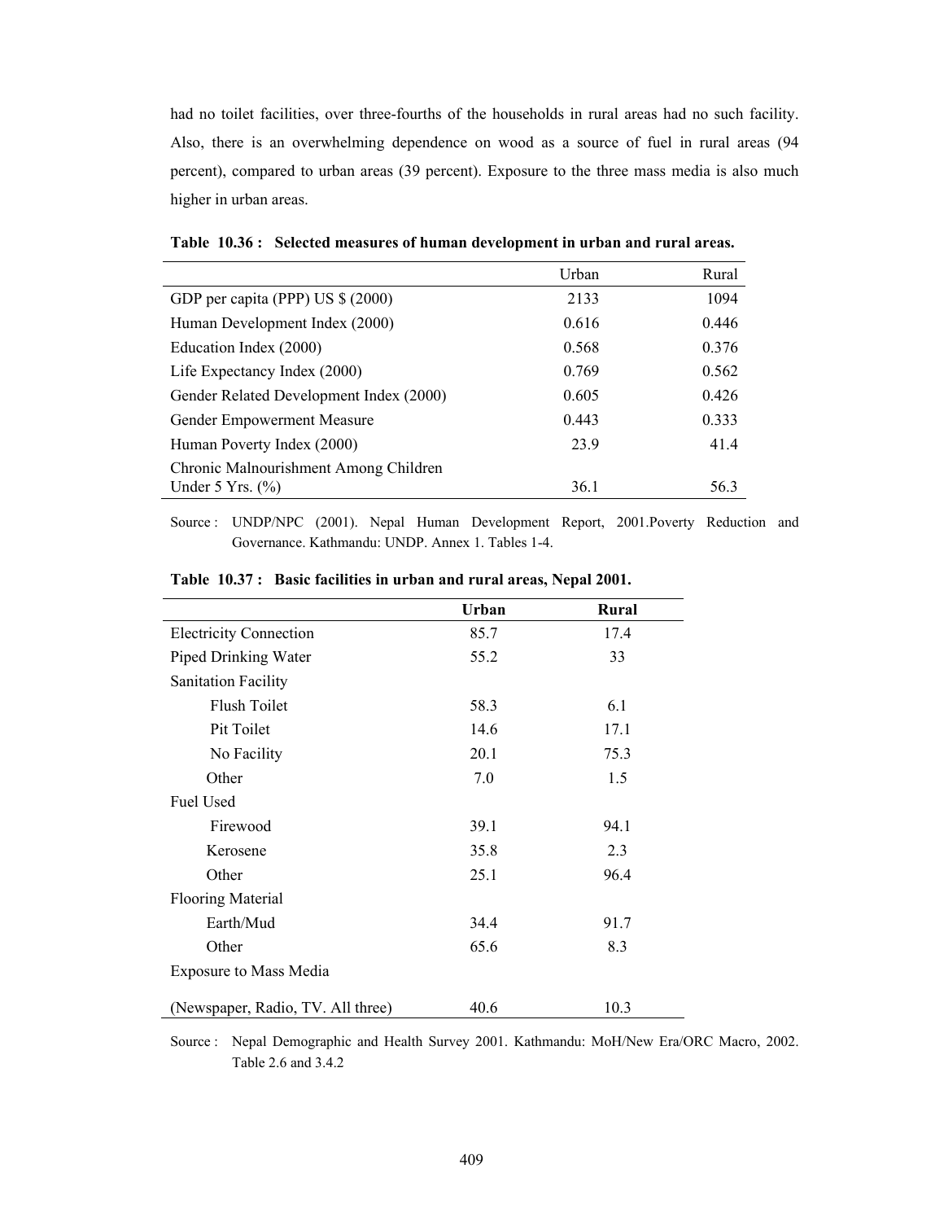had no toilet facilities, over three-fourths of the households in rural areas had no such facility. Also, there is an overwhelming dependence on wood as a source of fuel in rural areas (94 percent), compared to urban areas (39 percent). Exposure to the three mass media is also much higher in urban areas.

**Table 10.36 : Selected measures of human development in urban and rural areas.**

| | Urban | Rural |
|---|---|---|
| GDP per capita (PPP) US $ (2000) | 2133 | 1094 |
| Human Development Index (2000) | 0.616 | 0.446 |
| Education Index (2000) | 0.568 | 0.376 |
| Life Expectancy Index (2000) | 0.769 | 0.562 |
| Gender Related Development Index (2000) | 0.605 | 0.426 |
| Gender Empowerment Measure | 0.443 | 0.333 |
| Human Poverty Index (2000) | 23.9 | 41.4 |
| Chronic Malnourishment Among Children Under 5 Yrs. (%) | 36.1 | 56.3 |

Source : UNDP/NPC (2001). Nepal Human Development Report, 2001.Poverty Reduction and Governance. Kathmandu: UNDP. Annex 1. Tables 1-4.

**Table 10.37 : Basic facilities in urban and rural areas, Nepal 2001.**

| | **Urban** | **Rural** |
|---|---|---|
| Electricity Connection | 85.7 | 17.4 |
| Piped Drinking Water | 55.2 | 33 |
| Sanitation Facility | | |
| Flush Toilet | 58.3 | 6.1 |
| Pit Toilet | 14.6 | 17.1 |
| No Facility | 20.1 | 75.3 |
| Other | 7.0 | 1.5 |
| Fuel Used | | |
| Firewood | 39.1 | 94.1 |
| Kerosene | 35.8 | 2.3 |
| Other | 25.1 | 96.4 |
| Flooring Material | | |
| Earth/Mud | 34.4 | 91.7 |
| Other | 65.6 | 8.3 |
| Exposure to Mass Media | | |
| (Newspaper, Radio, TV. All three) | 40.6 | 10.3 |

Source : Nepal Demographic and Health Survey 2001. Kathmandu: MoH/New Era/ORC Macro, 2002. Table 2.6 and 3.4.2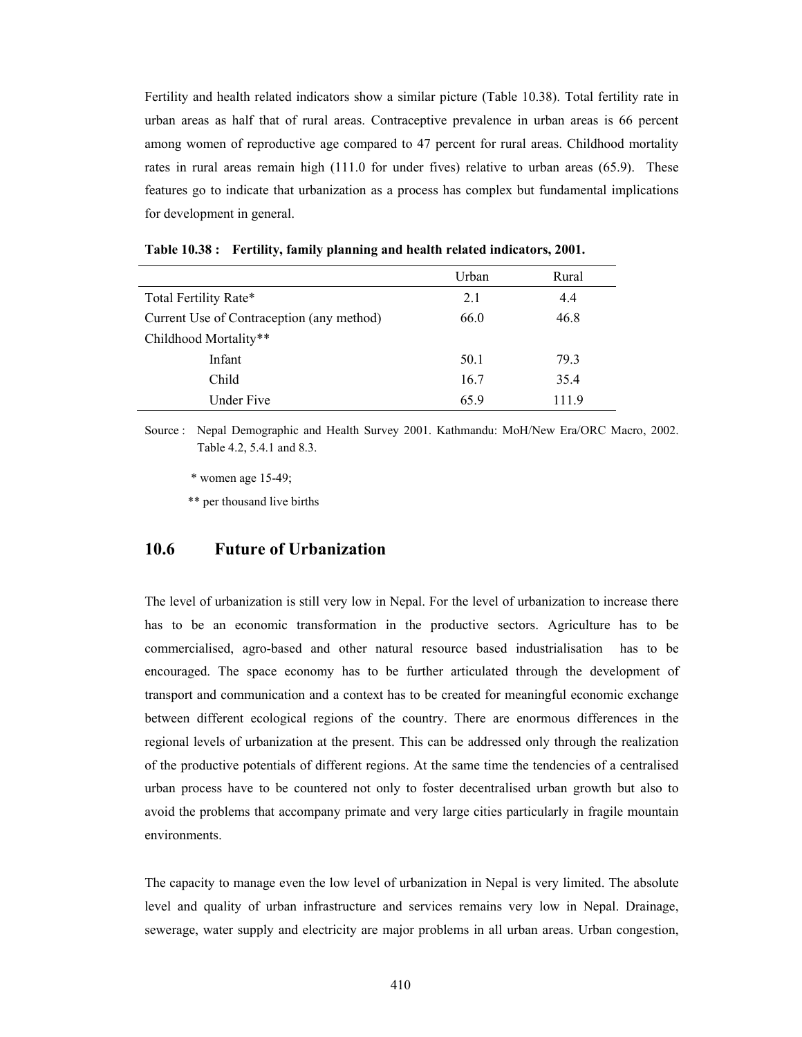Fertility and health related indicators show a similar picture (Table 10.38). Total fertility rate in urban areas as half that of rural areas. Contraceptive prevalence in urban areas is 66 percent among women of reproductive age compared to 47 percent for rural areas. Childhood mortality rates in rural areas remain high (111.0 for under fives) relative to urban areas (65.9). These features go to indicate that urbanization as a process has complex but fundamental implications for development in general.

**Table 10.38 : Fertility, family planning and health related indicators, 2001.**

| | Urban | Rural |
|---|---|---|
| Total Fertility Rate* | 2.1 | 4.4 |
| Current Use of Contraception (any method) | 66.0 | 46.8 |
| Childhood Mortality** | | |
| Infant | 50.1 | 79.3 |
| Child | 16.7 | 35.4 |
| Under Five | 65.9 | 111.9 |

Source : Nepal Demographic and Health Survey 2001. Kathmandu: MoH/New Era/ORC Macro, 2002. Table 4.2, 5.4.1 and 8.3.

\* women age 15-49;

\*\* per thousand live births

## 10.6 Future of Urbanization

The level of urbanization is still very low in Nepal. For the level of urbanization to increase there has to be an economic transformation in the productive sectors. Agriculture has to be commercialised, agro-based and other natural resource based industrialisation has to be encouraged. The space economy has to be further articulated through the development of transport and communication and a context has to be created for meaningful economic exchange between different ecological regions of the country. There are enormous differences in the regional levels of urbanization at the present. This can be addressed only through the realization of the productive potentials of different regions. At the same time the tendencies of a centralised urban process have to be countered not only to foster decentralised urban growth but also to avoid the problems that accompany primate and very large cities particularly in fragile mountain environments.

The capacity to manage even the low level of urbanization in Nepal is very limited. The absolute level and quality of urban infrastructure and services remains very low in Nepal. Drainage, sewerage, water supply and electricity are major problems in all urban areas. Urban congestion,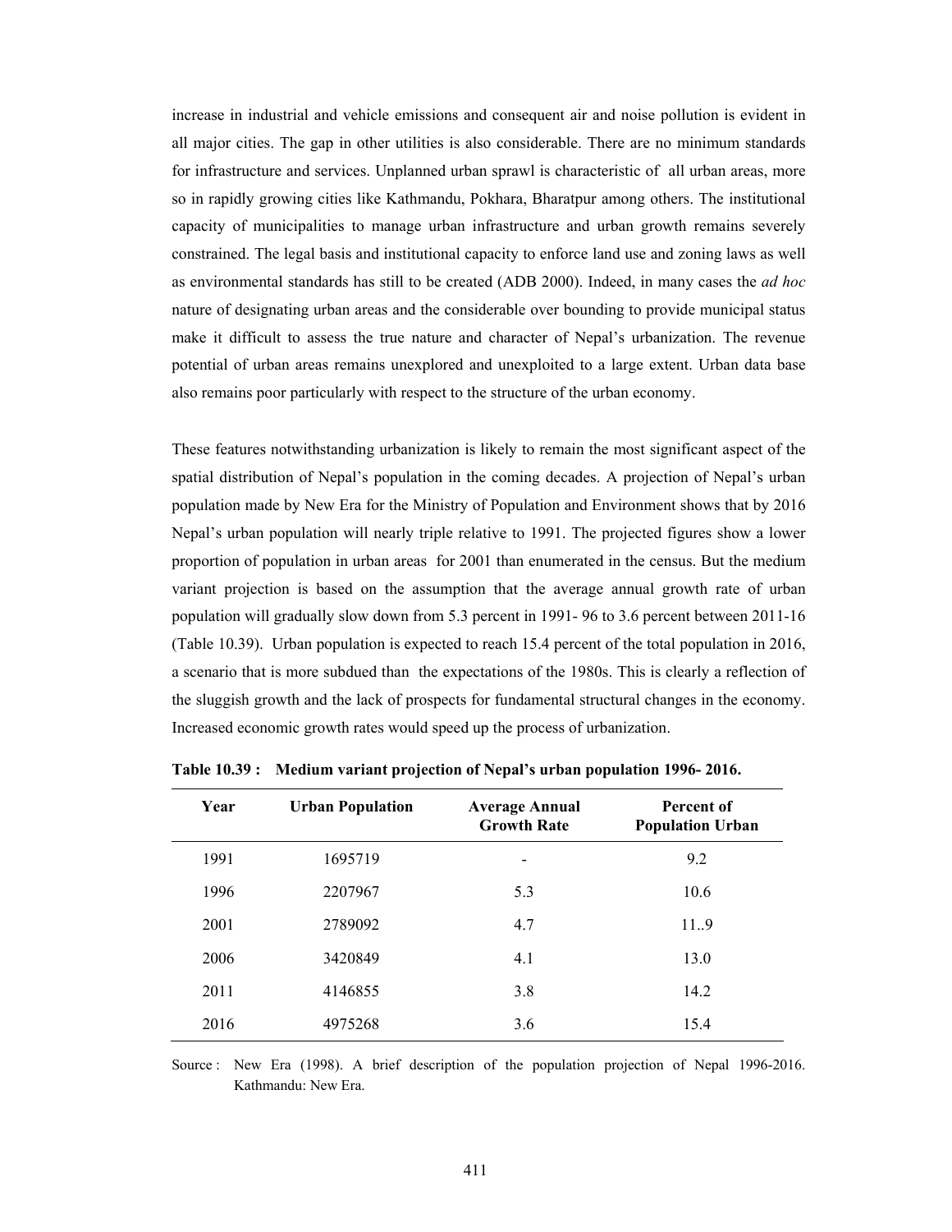increase in industrial and vehicle emissions and consequent air and noise pollution is evident in all major cities. The gap in other utilities is also considerable. There are no minimum standards for infrastructure and services. Unplanned urban sprawl is characteristic of all urban areas, more so in rapidly growing cities like Kathmandu, Pokhara, Bharatpur among others. The institutional capacity of municipalities to manage urban infrastructure and urban growth remains severely constrained. The legal basis and institutional capacity to enforce land use and zoning laws as well as environmental standards has still to be created (ADB 2000). Indeed, in many cases the *ad hoc* nature of designating urban areas and the considerable over bounding to provide municipal status make it difficult to assess the true nature and character of Nepal's urbanization. The revenue potential of urban areas remains unexplored and unexploited to a large extent. Urban data base also remains poor particularly with respect to the structure of the urban economy.

These features notwithstanding urbanization is likely to remain the most significant aspect of the spatial distribution of Nepal's population in the coming decades. A projection of Nepal's urban population made by New Era for the Ministry of Population and Environment shows that by 2016 Nepal's urban population will nearly triple relative to 1991. The projected figures show a lower proportion of population in urban areas for 2001 than enumerated in the census. But the medium variant projection is based on the assumption that the average annual growth rate of urban population will gradually slow down from 5.3 percent in 1991- 96 to 3.6 percent between 2011-16 (Table 10.39). Urban population is expected to reach 15.4 percent of the total population in 2016, a scenario that is more subdued than the expectations of the 1980s. This is clearly a reflection of the sluggish growth and the lack of prospects for fundamental structural changes in the economy. Increased economic growth rates would speed up the process of urbanization.

**Table 10.39 : Medium variant projection of Nepal's urban population 1996- 2016.**

| Year | Urban Population | Average Annual Growth Rate | Percent of Population Urban |
|---|---|---|---|
| 1991 | 1695719 | - | 9.2 |
| 1996 | 2207967 | 5.3 | 10.6 |
| 2001 | 2789092 | 4.7 | 11..9 |
| 2006 | 3420849 | 4.1 | 13.0 |
| 2011 | 4146855 | 3.8 | 14.2 |
| 2016 | 4975268 | 3.6 | 15.4 |

Source : New Era (1998). A brief description of the population projection of Nepal 1996-2016. Kathmandu: New Era.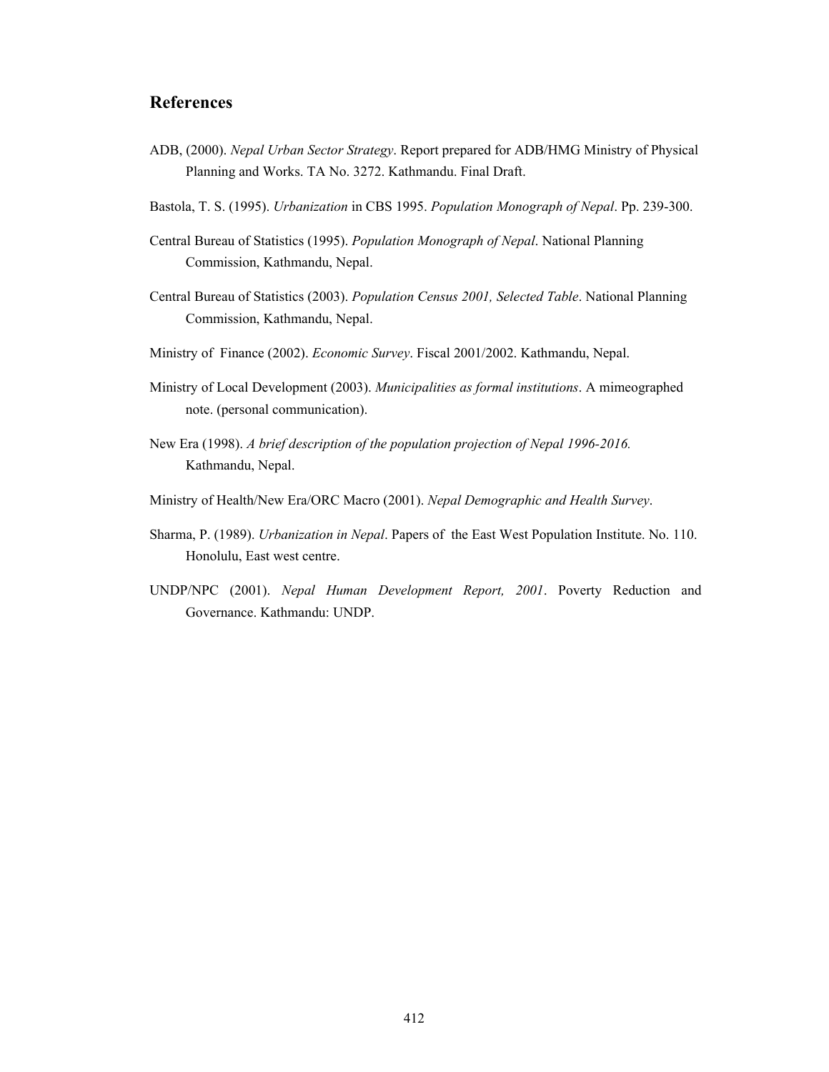## References

ADB, (2000). *Nepal Urban Sector Strategy*. Report prepared for ADB/HMG Ministry of Physical Planning and Works. TA No. 3272. Kathmandu. Final Draft.

Bastola, T. S. (1995). *Urbanization* in CBS 1995. *Population Monograph of Nepal*. Pp. 239-300.

Central Bureau of Statistics (1995). *Population Monograph of Nepal*. National Planning Commission, Kathmandu, Nepal.

Central Bureau of Statistics (2003). *Population Census 2001, Selected Table*. National Planning Commission, Kathmandu, Nepal.

Ministry of Finance (2002). *Economic Survey*. Fiscal 2001/2002. Kathmandu, Nepal.

Ministry of Local Development (2003). *Municipalities as formal institutions*. A mimeographed note. (personal communication).

New Era (1998). *A brief description of the population projection of Nepal 1996-2016.* Kathmandu, Nepal.

Ministry of Health/New Era/ORC Macro (2001). *Nepal Demographic and Health Survey*.

Sharma, P. (1989). *Urbanization in Nepal*. Papers of the East West Population Institute. No. 110. Honolulu, East west centre.

UNDP/NPC (2001). *Nepal Human Development Report, 2001*. Poverty Reduction and Governance. Kathmandu: UNDP.